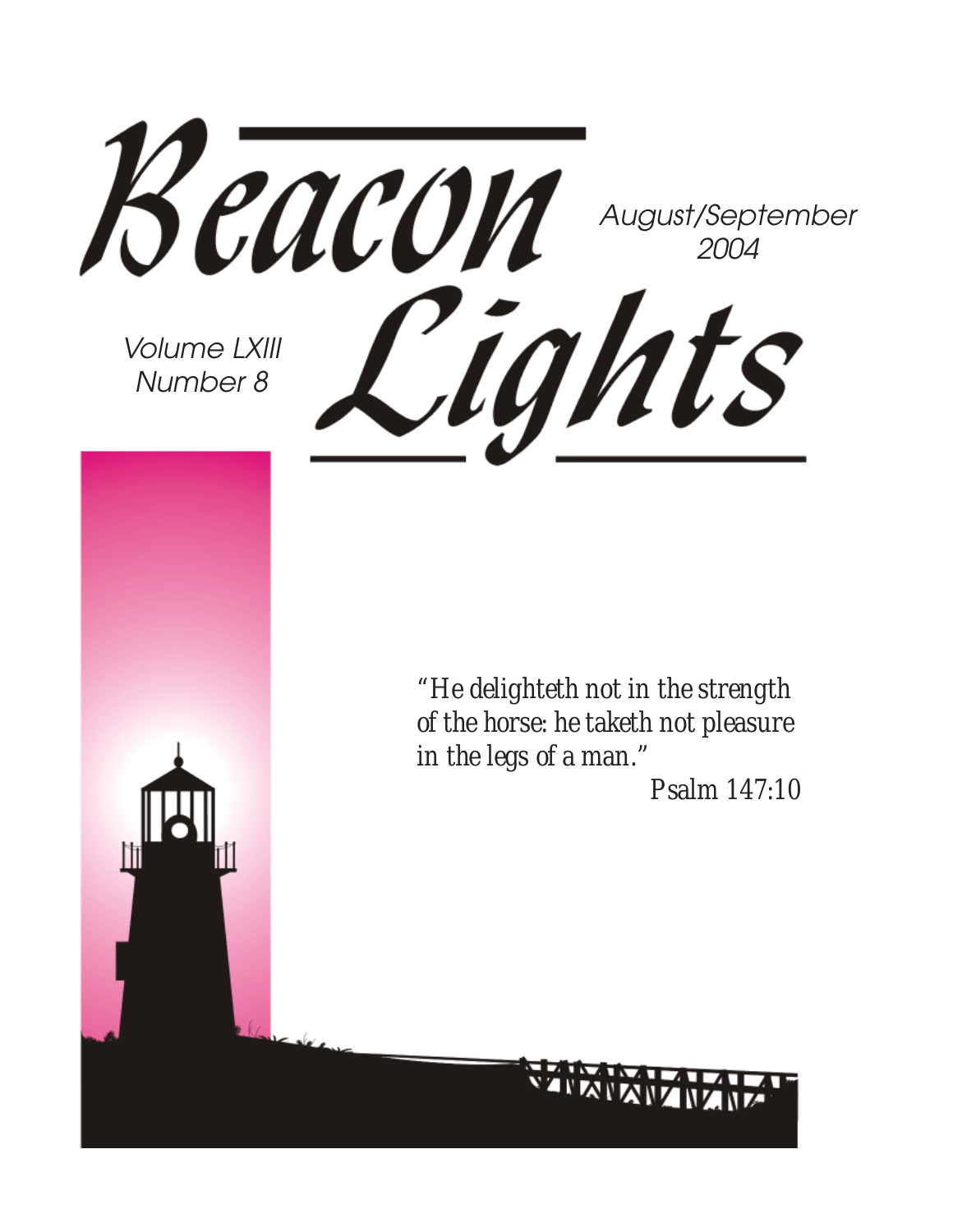# Beacon Lights

August/September 2004

Volume LXIII
Number 8

*"He delighteth not in the strength of the horse: he taketh not pleasure in the legs of a man."*

Psalm 147:10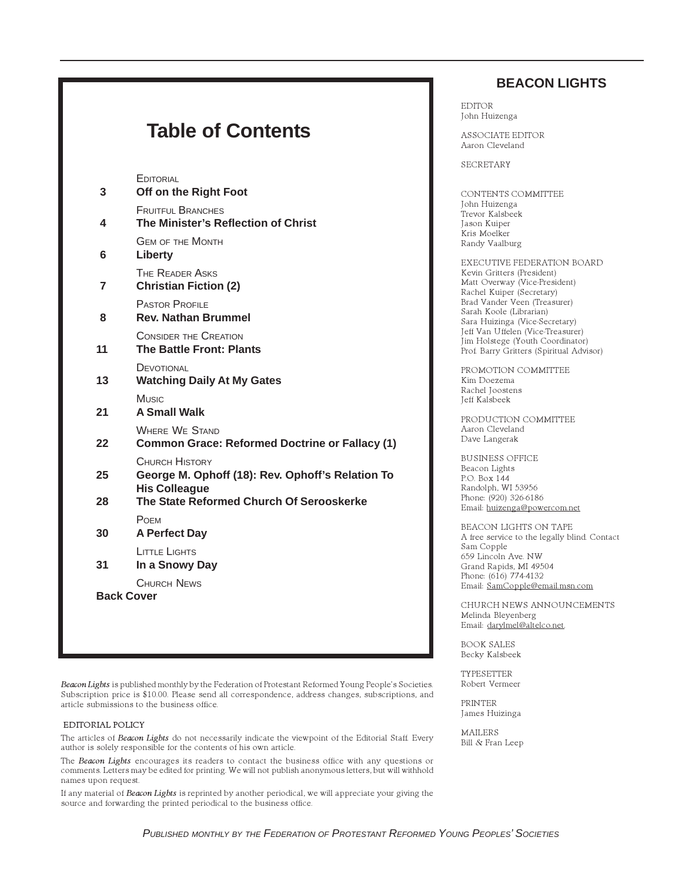# Table of Contents

EDITORIAL
**3 Off on the Right Foot**

FRUITFUL BRANCHES
**4 The Minister's Reflection of Christ**

GEM OF THE MONTH
**6 Liberty**

THE READER ASKS
**7 Christian Fiction (2)**

PASTOR PROFILE
**8 Rev. Nathan Brummel**

CONSIDER THE CREATION
**11 The Battle Front: Plants**

DEVOTIONAL
**13 Watching Daily At My Gates**

MUSIC
**21 A Small Walk**

WHERE WE STAND
**22 Common Grace: Reformed Doctrine or Fallacy (1)**

CHURCH HISTORY
**25 George M. Ophoff (18): Rev. Ophoff's Relation To His Colleague**
**28 The State Reformed Church Of Serooskerke**

POEM
**30 A Perfect Day**

LITTLE LIGHTS
**31 In a Snowy Day**

CHURCH NEWS
**Back Cover**

*Beacon Lights* is published monthly by the Federation of Protestant Reformed Young People's Societies. Subscription price is $10.00. Please send all correspondence, address changes, subscriptions, and article submissions to the business office.

EDITORIAL POLICY

The articles of *Beacon Lights* do not necessarily indicate the viewpoint of the Editorial Staff. Every author is solely responsible for the contents of his own article.

The *Beacon Lights* encourages its readers to contact the business office with any questions or comments. Letters may be edited for printing. We will not publish anonymous letters, but will withhold names upon request.

If any material of *Beacon Lights* is reprinted by another periodical, we will appreciate your giving the source and forwarding the printed periodical to the business office.

## BEACON LIGHTS

EDITOR
John Huizenga

ASSOCIATE EDITOR
Aaron Cleveland

SECRETARY

CONTENTS COMMITTEE
John Huizenga
Trevor Kalsbeek
Jason Kuiper
Kris Moelker
Randy Vaalburg

EXECUTIVE FEDERATION BOARD
Kevin Gritters (President)
Matt Overway (Vice-President)
Rachel Kuiper (Secretary)
Brad Vander Veen (Treasurer)
Sarah Koole (Librarian)
Sara Huizinga (Vice-Secretary)
Jeff Van Uffelen (Vice-Treasurer)
Jim Holstege (Youth Coordinator)
Prof. Barry Gritters (Spiritual Advisor)

PROMOTION COMMITTEE
Kim Doezema
Rachel Joostens
Jeff Kalsbeek

PRODUCTION COMMITTEE
Aaron Cleveland
Dave Langerak

BUSINESS OFFICE
Beacon Lights
P.O. Box 144
Randolph, WI 53956
Phone: (920) 326-6186
Email: huizenga@powercom.net

BEACON LIGHTS ON TAPE
A free service to the legally blind. Contact
Sam Copple
659 Lincoln Ave. NW
Grand Rapids, MI 49504
Phone: (616) 774-4132
Email: SamCopple@email.msn.com

CHURCH NEWS ANNOUNCEMENTS
Melinda Bleyenberg
Email: darylmel@altelco.net.

BOOK SALES
Becky Kalsbeek

TYPESETTER
Robert Vermeer

PRINTER
James Huizinga

MAILERS
Bill & Fran Leep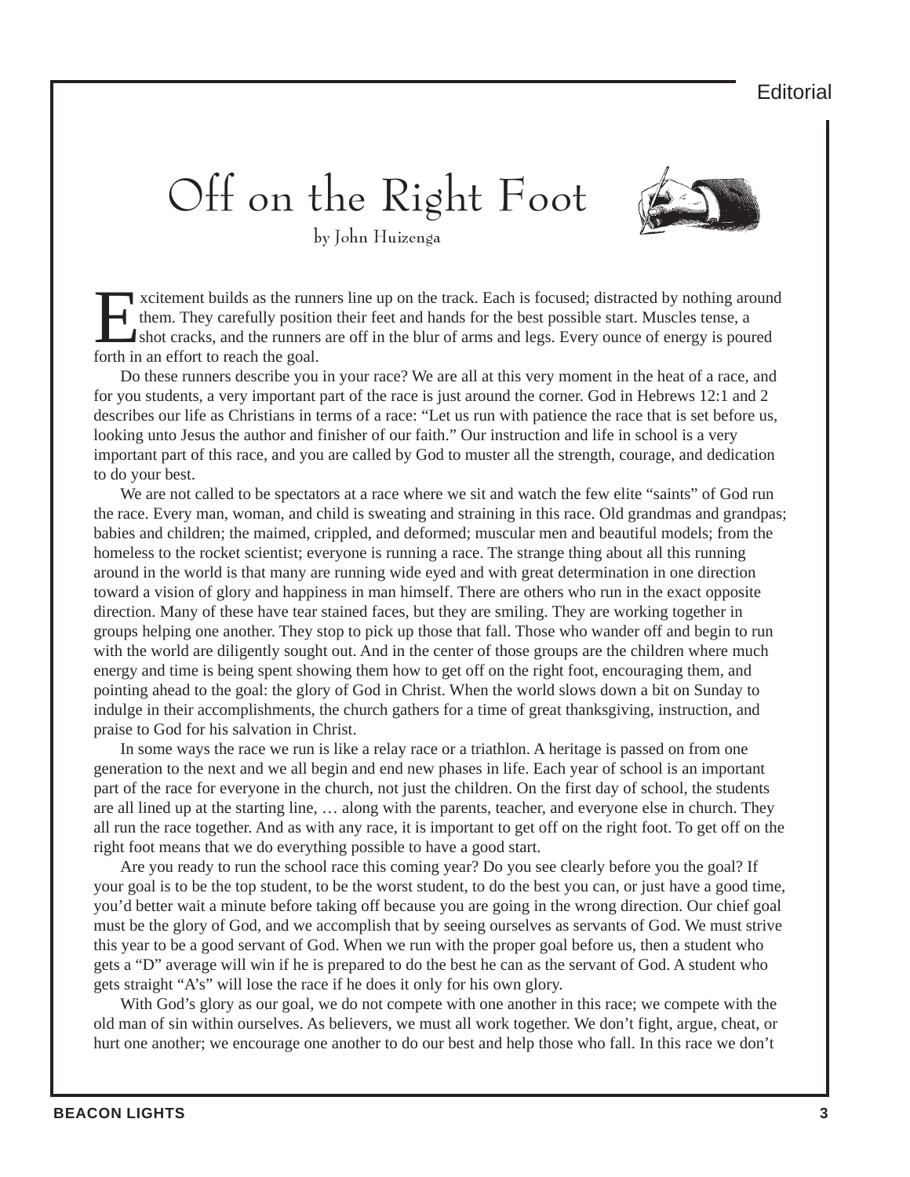# Off on the Right Foot

by John Huizenga

Excitement builds as the runners line up on the track. Each is focused; distracted by nothing around them. They carefully position their feet and hands for the best possible start. Muscles tense, a shot cracks, and the runners are off in the blur of arms and legs. Every ounce of energy is poured forth in an effort to reach the goal.

Do these runners describe you in your race? We are all at this very moment in the heat of a race, and for you students, a very important part of the race is just around the corner. God in Hebrews 12:1 and 2 describes our life as Christians in terms of a race: "Let us run with patience the race that is set before us, looking unto Jesus the author and finisher of our faith." Our instruction and life in school is a very important part of this race, and you are called by God to muster all the strength, courage, and dedication to do your best.

We are not called to be spectators at a race where we sit and watch the few elite "saints" of God run the race. Every man, woman, and child is sweating and straining in this race. Old grandmas and grandpas; babies and children; the maimed, crippled, and deformed; muscular men and beautiful models; from the homeless to the rocket scientist; everyone is running a race. The strange thing about all this running around in the world is that many are running wide eyed and with great determination in one direction toward a vision of glory and happiness in man himself. There are others who run in the exact opposite direction. Many of these have tear stained faces, but they are smiling. They are working together in groups helping one another. They stop to pick up those that fall. Those who wander off and begin to run with the world are diligently sought out. And in the center of those groups are the children where much energy and time is being spent showing them how to get off on the right foot, encouraging them, and pointing ahead to the goal: the glory of God in Christ. When the world slows down a bit on Sunday to indulge in their accomplishments, the church gathers for a time of great thanksgiving, instruction, and praise to God for his salvation in Christ.

In some ways the race we run is like a relay race or a triathlon. A heritage is passed on from one generation to the next and we all begin and end new phases in life. Each year of school is an important part of the race for everyone in the church, not just the children. On the first day of school, the students are all lined up at the starting line, … along with the parents, teacher, and everyone else in church. They all run the race together. And as with any race, it is important to get off on the right foot. To get off on the right foot means that we do everything possible to have a good start.

Are you ready to run the school race this coming year? Do you see clearly before you the goal? If your goal is to be the top student, to be the worst student, to do the best you can, or just have a good time, you'd better wait a minute before taking off because you are going in the wrong direction. Our chief goal must be the glory of God, and we accomplish that by seeing ourselves as servants of God. We must strive this year to be a good servant of God. When we run with the proper goal before us, then a student who gets a "D" average will win if he is prepared to do the best he can as the servant of God. A student who gets straight "A's" will lose the race if he does it only for his own glory.

With God's glory as our goal, we do not compete with one another in this race; we compete with the old man of sin within ourselves. As believers, we must all work together. We don't fight, argue, cheat, or hurt one another; we encourage one another to do our best and help those who fall. In this race we don't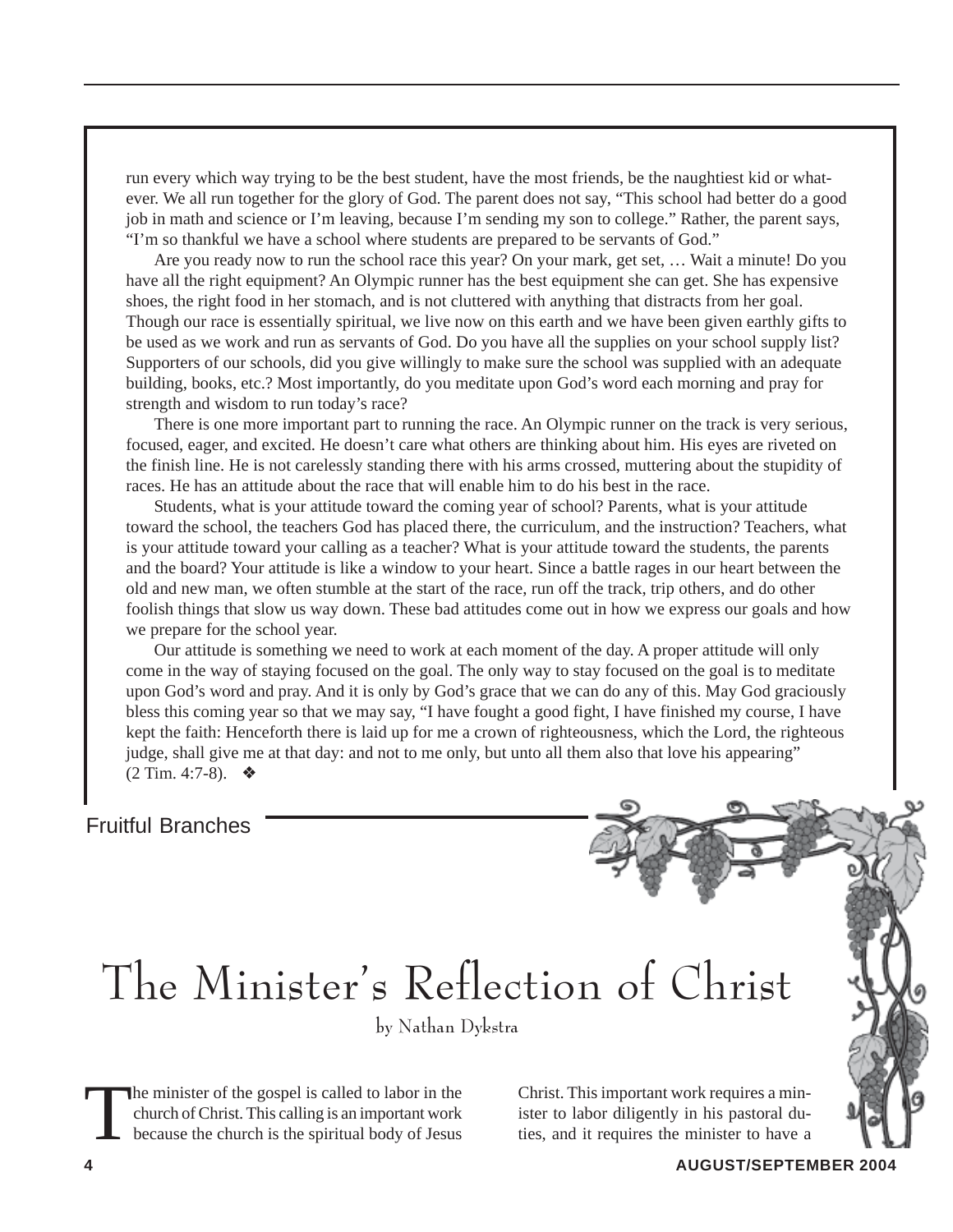run every which way trying to be the best student, have the most friends, be the naughtiest kid or whatever. We all run together for the glory of God. The parent does not say, "This school had better do a good job in math and science or I'm leaving, because I'm sending my son to college." Rather, the parent says, "I'm so thankful we have a school where students are prepared to be servants of God."

Are you ready now to run the school race this year? On your mark, get set, … Wait a minute! Do you have all the right equipment? An Olympic runner has the best equipment she can get. She has expensive shoes, the right food in her stomach, and is not cluttered with anything that distracts from her goal. Though our race is essentially spiritual, we live now on this earth and we have been given earthly gifts to be used as we work and run as servants of God. Do you have all the supplies on your school supply list? Supporters of our schools, did you give willingly to make sure the school was supplied with an adequate building, books, etc.? Most importantly, do you meditate upon God's word each morning and pray for strength and wisdom to run today's race?

There is one more important part to running the race. An Olympic runner on the track is very serious, focused, eager, and excited. He doesn't care what others are thinking about him. His eyes are riveted on the finish line. He is not carelessly standing there with his arms crossed, muttering about the stupidity of races. He has an attitude about the race that will enable him to do his best in the race.

Students, what is your attitude toward the coming year of school? Parents, what is your attitude toward the school, the teachers God has placed there, the curriculum, and the instruction? Teachers, what is your attitude toward your calling as a teacher? What is your attitude toward the students, the parents and the board? Your attitude is like a window to your heart. Since a battle rages in our heart between the old and new man, we often stumble at the start of the race, run off the track, trip others, and do other foolish things that slow us way down. These bad attitudes come out in how we express our goals and how we prepare for the school year.

Our attitude is something we need to work at each moment of the day. A proper attitude will only come in the way of staying focused on the goal. The only way to stay focused on the goal is to meditate upon God's word and pray. And it is only by God's grace that we can do any of this. May God graciously bless this coming year so that we may say, "I have fought a good fight, I have finished my course, I have kept the faith: Henceforth there is laid up for me a crown of righteousness, which the Lord, the righteous judge, shall give me at that day: and not to me only, but unto all them also that love his appearing" (2 Tim. 4:7-8). ❖

Fruitful Branches

# The Minister's Reflection of Christ

by Nathan Dykstra

The minister of the gospel is called to labor in the church of Christ. This calling is an important work because the church is the spiritual body of Jesus Christ. This important work requires a minister to labor diligently in his pastoral duties, and it requires the minister to have a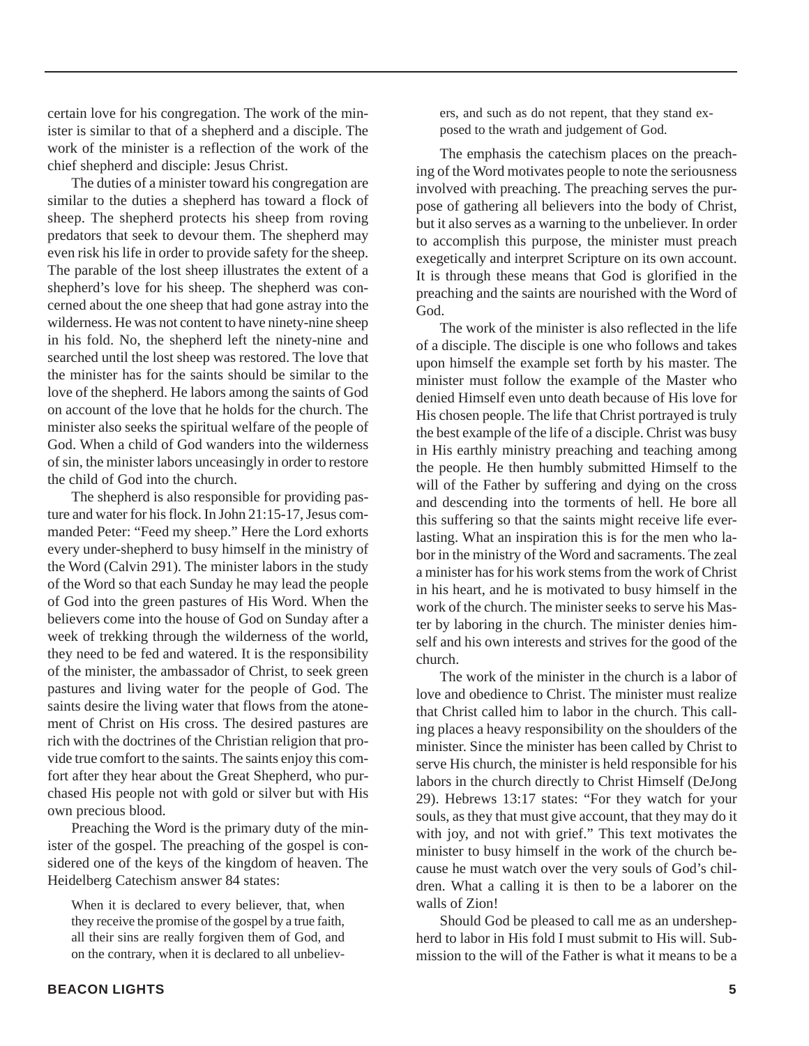certain love for his congregation. The work of the minister is similar to that of a shepherd and a disciple. The work of the minister is a reflection of the work of the chief shepherd and disciple: Jesus Christ.

The duties of a minister toward his congregation are similar to the duties a shepherd has toward a flock of sheep. The shepherd protects his sheep from roving predators that seek to devour them. The shepherd may even risk his life in order to provide safety for the sheep. The parable of the lost sheep illustrates the extent of a shepherd's love for his sheep. The shepherd was concerned about the one sheep that had gone astray into the wilderness. He was not content to have ninety-nine sheep in his fold. No, the shepherd left the ninety-nine and searched until the lost sheep was restored. The love that the minister has for the saints should be similar to the love of the shepherd. He labors among the saints of God on account of the love that he holds for the church. The minister also seeks the spiritual welfare of the people of God. When a child of God wanders into the wilderness of sin, the minister labors unceasingly in order to restore the child of God into the church.

The shepherd is also responsible for providing pasture and water for his flock. In John 21:15-17, Jesus commanded Peter: "Feed my sheep." Here the Lord exhorts every under-shepherd to busy himself in the ministry of the Word (Calvin 291). The minister labors in the study of the Word so that each Sunday he may lead the people of God into the green pastures of His Word. When the believers come into the house of God on Sunday after a week of trekking through the wilderness of the world, they need to be fed and watered. It is the responsibility of the minister, the ambassador of Christ, to seek green pastures and living water for the people of God. The saints desire the living water that flows from the atonement of Christ on His cross. The desired pastures are rich with the doctrines of the Christian religion that provide true comfort to the saints. The saints enjoy this comfort after they hear about the Great Shepherd, who purchased His people not with gold or silver but with His own precious blood.

Preaching the Word is the primary duty of the minister of the gospel. The preaching of the gospel is considered one of the keys of the kingdom of heaven. The Heidelberg Catechism answer 84 states:

> When it is declared to every believer, that, when they receive the promise of the gospel by a true faith, all their sins are really forgiven them of God, and on the contrary, when it is declared to all unbelievers, and such as do not repent, that they stand exposed to the wrath and judgement of God.

The emphasis the catechism places on the preaching of the Word motivates people to note the seriousness involved with preaching. The preaching serves the purpose of gathering all believers into the body of Christ, but it also serves as a warning to the unbeliever. In order to accomplish this purpose, the minister must preach exegetically and interpret Scripture on its own account. It is through these means that God is glorified in the preaching and the saints are nourished with the Word of God.

The work of the minister is also reflected in the life of a disciple. The disciple is one who follows and takes upon himself the example set forth by his master. The minister must follow the example of the Master who denied Himself even unto death because of His love for His chosen people. The life that Christ portrayed is truly the best example of the life of a disciple. Christ was busy in His earthly ministry preaching and teaching among the people. He then humbly submitted Himself to the will of the Father by suffering and dying on the cross and descending into the torments of hell. He bore all this suffering so that the saints might receive life everlasting. What an inspiration this is for the men who labor in the ministry of the Word and sacraments. The zeal a minister has for his work stems from the work of Christ in his heart, and he is motivated to busy himself in the work of the church. The minister seeks to serve his Master by laboring in the church. The minister denies himself and his own interests and strives for the good of the church.

The work of the minister in the church is a labor of love and obedience to Christ. The minister must realize that Christ called him to labor in the church. This calling places a heavy responsibility on the shoulders of the minister. Since the minister has been called by Christ to serve His church, the minister is held responsible for his labors in the church directly to Christ Himself (DeJong 29). Hebrews 13:17 states: "For they watch for your souls, as they that must give account, that they may do it with joy, and not with grief." This text motivates the minister to busy himself in the work of the church because he must watch over the very souls of God's children. What a calling it is then to be a laborer on the walls of Zion!

Should God be pleased to call me as an undershepherd to labor in His fold I must submit to His will. Submission to the will of the Father is what it means to be a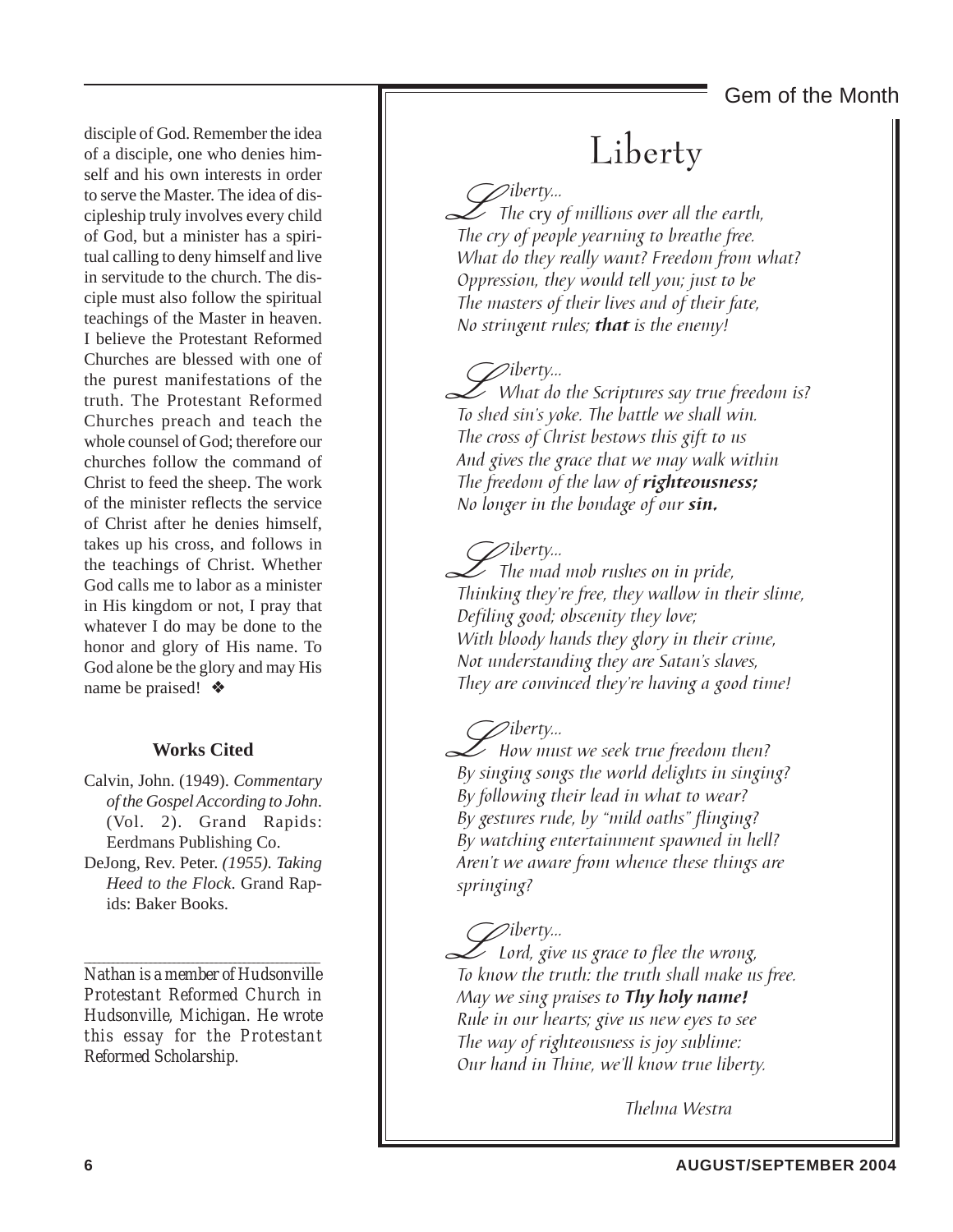disciple of God. Remember the idea of a disciple, one who denies himself and his own interests in order to serve the Master. The idea of discipleship truly involves every child of God, but a minister has a spiritual calling to deny himself and live in servitude to the church. The disciple must also follow the spiritual teachings of the Master in heaven. I believe the Protestant Reformed Churches are blessed with one of the purest manifestations of the truth. The Protestant Reformed Churches preach and teach the whole counsel of God; therefore our churches follow the command of Christ to feed the sheep. The work of the minister reflects the service of Christ after he denies himself, takes up his cross, and follows in the teachings of Christ. Whether God calls me to labor as a minister in His kingdom or not, I pray that whatever I do may be done to the honor and glory of His name. To God alone be the glory and may His name be praised! ❖

### Works Cited

Calvin, John. (1949). *Commentary of the Gospel According to John*. (Vol. 2). Grand Rapids: Eerdmans Publishing Co.

DeJong, Rev. Peter. *(1955). Taking Heed to the Flock*. Grand Rapids: Baker Books.

---

*Nathan is a member of Hudsonville Protestant Reformed Church in Hudsonville, Michigan. He wrote this essay for the Protestant Reformed Scholarship.*

## Gem of the Month

# Liberty

*Liberty...*
*The* cry *of millions over all the earth,*
*The cry of people yearning to breathe free.*
*What do they really want? Freedom from what?*
*Oppression, they would tell you; just to be*
*The masters of their lives and of their fate,*
*No stringent rules;* ***that*** *is the enemy!*

*Liberty...*
*What do the Scriptures say true freedom is?*
*To shed sin's yoke. The battle we shall win.*
*The cross of Christ bestows this gift to us*
*And gives the grace that we may walk within*
*The freedom of the law of* ***righteousness;***
*No longer in the bondage of our* ***sin.***

*Liberty...*
*The mad mob rushes on in pride,*
*Thinking they're free, they wallow in their slime,*
*Defiling good; obscenity they love;*
*With bloody hands they glory in their crime,*
*Not understanding they are Satan's slaves,*
*They are convinced they're having a good time!*

*Liberty...*
*How must we seek true freedom then?*
*By singing songs the world delights in singing?*
*By following their lead in what to wear?*
*By gestures rude, by "mild oaths" flinging?*
*By watching entertainment spawned in hell?*
*Aren't we aware from whence these things are springing?*

*Liberty...*
*Lord, give us grace to flee the wrong,*
*To know the truth: the truth shall make us free.*
*May we sing praises to* ***Thy holy name!***
*Rule in our hearts; give us new eyes to see*
*The way of righteousness is joy sublime:*
*Our hand in Thine, we'll know true liberty.*

*Thelma Westra*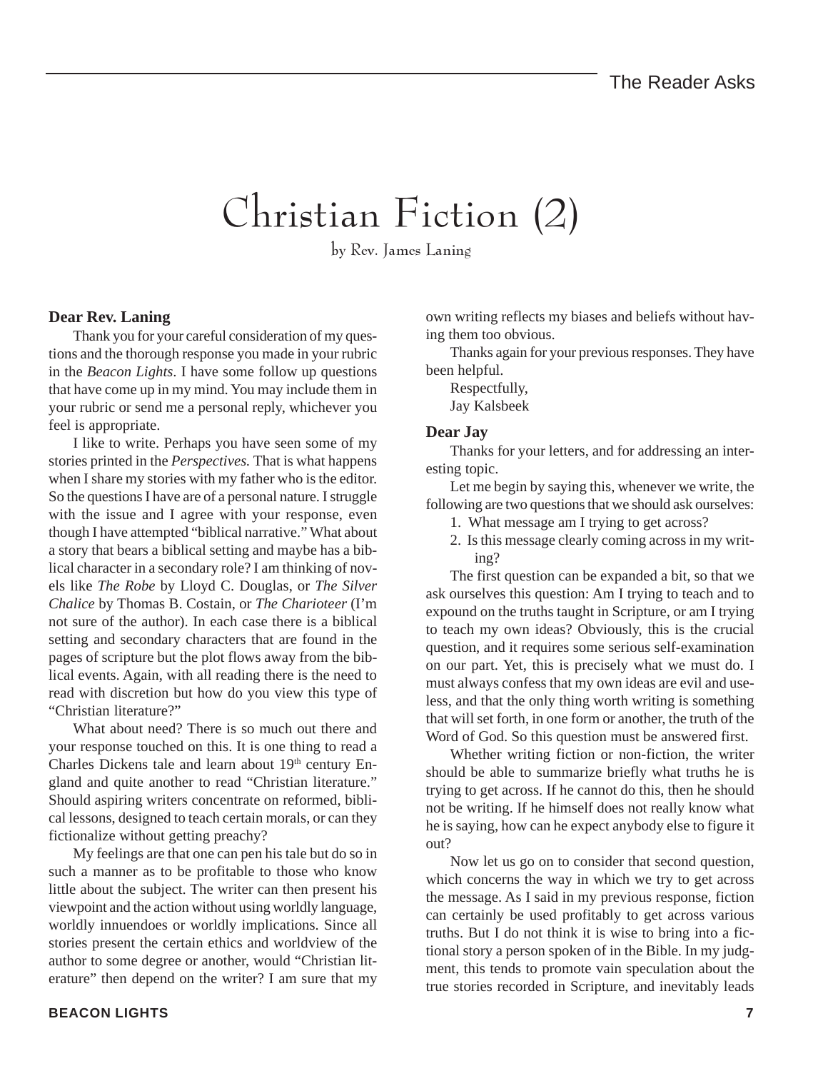# Christian Fiction (2)

by Rev. James Laning

**Dear Rev. Laning**

Thank you for your careful consideration of my questions and the thorough response you made in your rubric in the *Beacon Lights*. I have some follow up questions that have come up in my mind. You may include them in your rubric or send me a personal reply, whichever you feel is appropriate.

I like to write. Perhaps you have seen some of my stories printed in the *Perspectives.* That is what happens when I share my stories with my father who is the editor. So the questions I have are of a personal nature. I struggle with the issue and I agree with your response, even though I have attempted "biblical narrative." What about a story that bears a biblical setting and maybe has a biblical character in a secondary role? I am thinking of novels like *The Robe* by Lloyd C. Douglas, or *The Silver Chalice* by Thomas B. Costain, or *The Charioteer* (I'm not sure of the author). In each case there is a biblical setting and secondary characters that are found in the pages of scripture but the plot flows away from the biblical events. Again, with all reading there is the need to read with discretion but how do you view this type of "Christian literature?"

What about need? There is so much out there and your response touched on this. It is one thing to read a Charles Dickens tale and learn about 19th century England and quite another to read "Christian literature." Should aspiring writers concentrate on reformed, biblical lessons, designed to teach certain morals, or can they fictionalize without getting preachy?

My feelings are that one can pen his tale but do so in such a manner as to be profitable to those who know little about the subject. The writer can then present his viewpoint and the action without using worldly language, worldly innuendoes or worldly implications. Since all stories present the certain ethics and worldview of the author to some degree or another, would "Christian literature" then depend on the writer? I am sure that my own writing reflects my biases and beliefs without having them too obvious.

Thanks again for your previous responses. They have been helpful.

Respectfully,

Jay Kalsbeek

**Dear Jay**

Thanks for your letters, and for addressing an interesting topic.

Let me begin by saying this, whenever we write, the following are two questions that we should ask ourselves:

1. What message am I trying to get across?
2. Is this message clearly coming across in my writing?

The first question can be expanded a bit, so that we ask ourselves this question: Am I trying to teach and to expound on the truths taught in Scripture, or am I trying to teach my own ideas? Obviously, this is the crucial question, and it requires some serious self-examination on our part. Yet, this is precisely what we must do. I must always confess that my own ideas are evil and useless, and that the only thing worth writing is something that will set forth, in one form or another, the truth of the Word of God. So this question must be answered first.

Whether writing fiction or non-fiction, the writer should be able to summarize briefly what truths he is trying to get across. If he cannot do this, then he should not be writing. If he himself does not really know what he is saying, how can he expect anybody else to figure it out?

Now let us go on to consider that second question, which concerns the way in which we try to get across the message. As I said in my previous response, fiction can certainly be used profitably to get across various truths. But I do not think it is wise to bring into a fictional story a person spoken of in the Bible. In my judgment, this tends to promote vain speculation about the true stories recorded in Scripture, and inevitably leads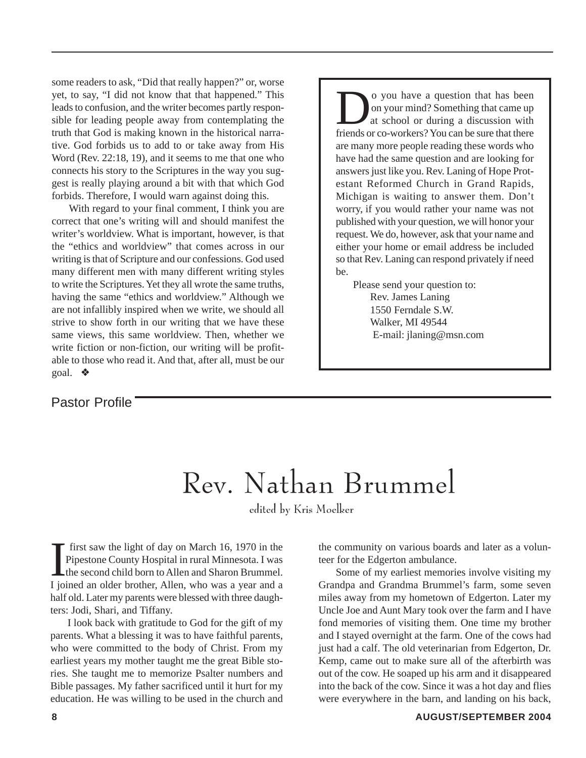some readers to ask, "Did that really happen?" or, worse yet, to say, "I did not know that that happened." This leads to confusion, and the writer becomes partly responsible for leading people away from contemplating the truth that God is making known in the historical narrative. God forbids us to add to or take away from His Word (Rev. 22:18, 19), and it seems to me that one who connects his story to the Scriptures in the way you suggest is really playing around a bit with that which God forbids. Therefore, I would warn against doing this.

With regard to your final comment, I think you are correct that one's writing will and should manifest the writer's worldview. What is important, however, is that the "ethics and worldview" that comes across in our writing is that of Scripture and our confessions. God used many different men with many different writing styles to write the Scriptures. Yet they all wrote the same truths, having the same "ethics and worldview." Although we are not infallibly inspired when we write, we should all strive to show forth in our writing that we have these same views, this same worldview. Then, whether we write fiction or non-fiction, our writing will be profitable to those who read it. And that, after all, must be our goal. ❖

Do you have a question that has been on your mind? Something that came up at school or during a discussion with friends or co-workers? You can be sure that there are many more people reading these words who have had the same question and are looking for answers just like you. Rev. Laning of Hope Protestant Reformed Church in Grand Rapids, Michigan is waiting to answer them. Don't worry, if you would rather your name was not published with your question, we will honor your request. We do, however, ask that your name and either your home or email address be included so that Rev. Laning can respond privately if need be.

Please send your question to:
Rev. James Laning
1550 Ferndale S.W.
Walker, MI 49544
E-mail: jlaning@msn.com

Pastor Profile

# Rev. Nathan Brummel

edited by Kris Moelker

I first saw the light of day on March 16, 1970 in the Pipestone County Hospital in rural Minnesota. I was the second child born to Allen and Sharon Brummel. I joined an older brother, Allen, who was a year and a half old. Later my parents were blessed with three daughters: Jodi, Shari, and Tiffany.

I look back with gratitude to God for the gift of my parents. What a blessing it was to have faithful parents, who were committed to the body of Christ. From my earliest years my mother taught me the great Bible stories. She taught me to memorize Psalter numbers and Bible passages. My father sacrificed until it hurt for my education. He was willing to be used in the church and the community on various boards and later as a volunteer for the Edgerton ambulance.

Some of my earliest memories involve visiting my Grandpa and Grandma Brummel's farm, some seven miles away from my hometown of Edgerton. Later my Uncle Joe and Aunt Mary took over the farm and I have fond memories of visiting them. One time my brother and I stayed overnight at the farm. One of the cows had just had a calf. The old veterinarian from Edgerton, Dr. Kemp, came out to make sure all of the afterbirth was out of the cow. He soaped up his arm and it disappeared into the back of the cow. Since it was a hot day and flies were everywhere in the barn, and landing on his back,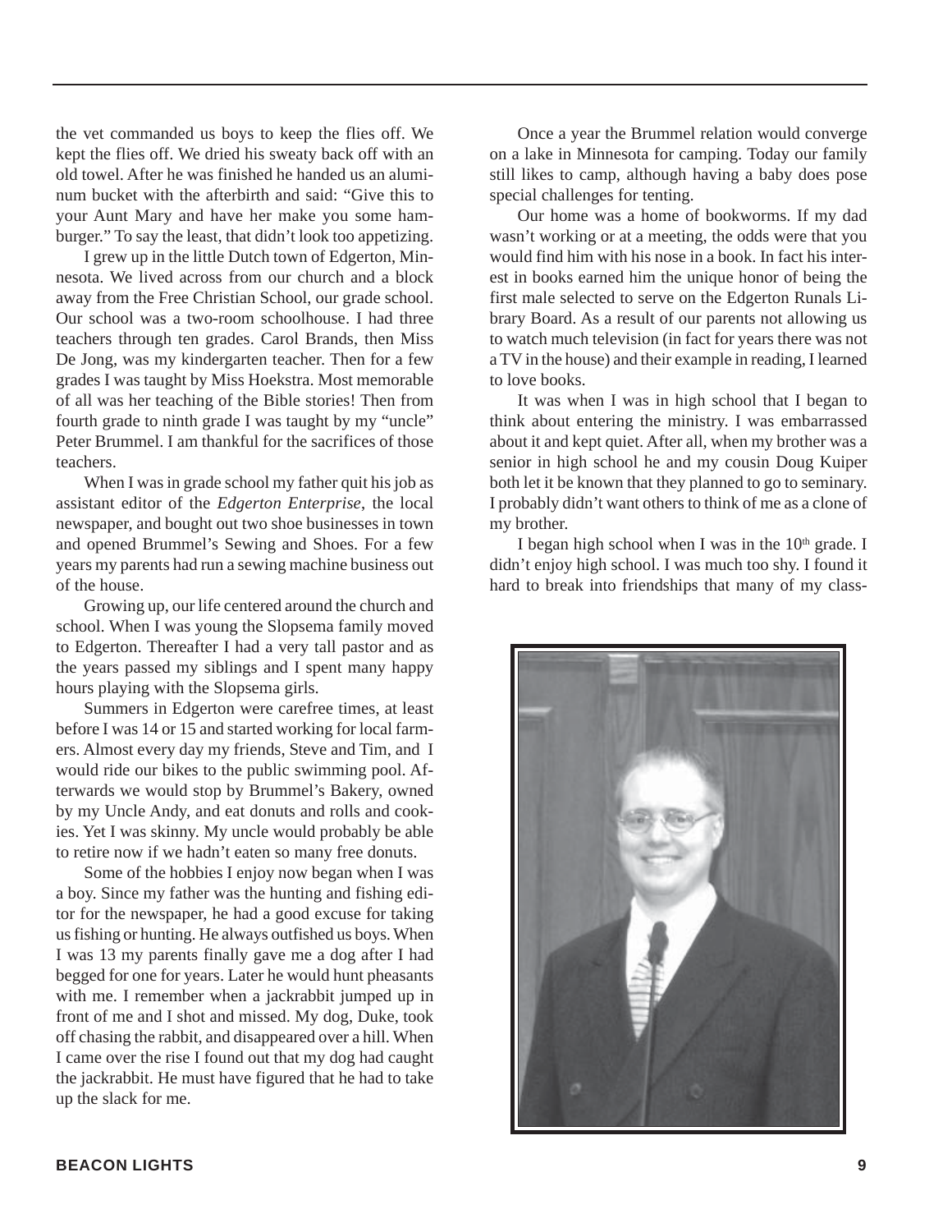the vet commanded us boys to keep the flies off. We kept the flies off. We dried his sweaty back off with an old towel. After he was finished he handed us an aluminum bucket with the afterbirth and said: "Give this to your Aunt Mary and have her make you some hamburger." To say the least, that didn't look too appetizing.

I grew up in the little Dutch town of Edgerton, Minnesota. We lived across from our church and a block away from the Free Christian School, our grade school. Our school was a two-room schoolhouse. I had three teachers through ten grades. Carol Brands, then Miss De Jong, was my kindergarten teacher. Then for a few grades I was taught by Miss Hoekstra. Most memorable of all was her teaching of the Bible stories! Then from fourth grade to ninth grade I was taught by my "uncle" Peter Brummel. I am thankful for the sacrifices of those teachers.

When I was in grade school my father quit his job as assistant editor of the *Edgerton Enterprise*, the local newspaper, and bought out two shoe businesses in town and opened Brummel's Sewing and Shoes. For a few years my parents had run a sewing machine business out of the house.

Growing up, our life centered around the church and school. When I was young the Slopsema family moved to Edgerton. Thereafter I had a very tall pastor and as the years passed my siblings and I spent many happy hours playing with the Slopsema girls.

Summers in Edgerton were carefree times, at least before I was 14 or 15 and started working for local farmers. Almost every day my friends, Steve and Tim, and I would ride our bikes to the public swimming pool. Afterwards we would stop by Brummel's Bakery, owned by my Uncle Andy, and eat donuts and rolls and cookies. Yet I was skinny. My uncle would probably be able to retire now if we hadn't eaten so many free donuts.

Some of the hobbies I enjoy now began when I was a boy. Since my father was the hunting and fishing editor for the newspaper, he had a good excuse for taking us fishing or hunting. He always outfished us boys. When I was 13 my parents finally gave me a dog after I had begged for one for years. Later he would hunt pheasants with me. I remember when a jackrabbit jumped up in front of me and I shot and missed. My dog, Duke, took off chasing the rabbit, and disappeared over a hill. When I came over the rise I found out that my dog had caught the jackrabbit. He must have figured that he had to take up the slack for me.

Once a year the Brummel relation would converge on a lake in Minnesota for camping. Today our family still likes to camp, although having a baby does pose special challenges for tenting.

Our home was a home of bookworms. If my dad wasn't working or at a meeting, the odds were that you would find him with his nose in a book. In fact his interest in books earned him the unique honor of being the first male selected to serve on the Edgerton Runals Library Board. As a result of our parents not allowing us to watch much television (in fact for years there was not a TV in the house) and their example in reading, I learned to love books.

It was when I was in high school that I began to think about entering the ministry. I was embarrassed about it and kept quiet. After all, when my brother was a senior in high school he and my cousin Doug Kuiper both let it be known that they planned to go to seminary. I probably didn't want others to think of me as a clone of my brother.

I began high school when I was in the 10th grade. I didn't enjoy high school. I was much too shy. I found it hard to break into friendships that many of my class-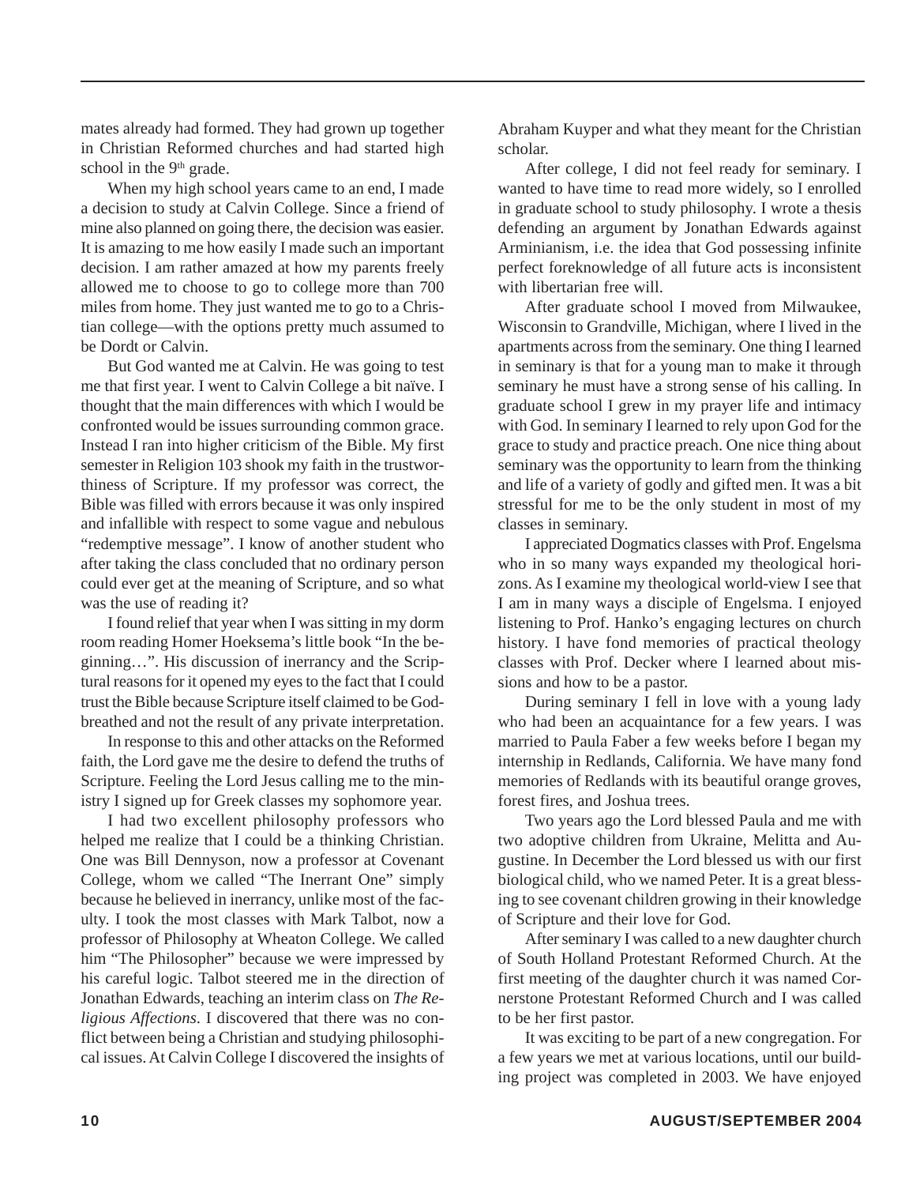mates already had formed. They had grown up together in Christian Reformed churches and had started high school in the 9th grade.

When my high school years came to an end, I made a decision to study at Calvin College. Since a friend of mine also planned on going there, the decision was easier. It is amazing to me how easily I made such an important decision. I am rather amazed at how my parents freely allowed me to choose to go to college more than 700 miles from home. They just wanted me to go to a Christian college—with the options pretty much assumed to be Dordt or Calvin.

But God wanted me at Calvin. He was going to test me that first year. I went to Calvin College a bit naïve. I thought that the main differences with which I would be confronted would be issues surrounding common grace. Instead I ran into higher criticism of the Bible. My first semester in Religion 103 shook my faith in the trustworthiness of Scripture. If my professor was correct, the Bible was filled with errors because it was only inspired and infallible with respect to some vague and nebulous "redemptive message". I know of another student who after taking the class concluded that no ordinary person could ever get at the meaning of Scripture, and so what was the use of reading it?

I found relief that year when I was sitting in my dorm room reading Homer Hoeksema's little book "In the beginning…". His discussion of inerrancy and the Scriptural reasons for it opened my eyes to the fact that I could trust the Bible because Scripture itself claimed to be God-breathed and not the result of any private interpretation.

In response to this and other attacks on the Reformed faith, the Lord gave me the desire to defend the truths of Scripture. Feeling the Lord Jesus calling me to the ministry I signed up for Greek classes my sophomore year.

I had two excellent philosophy professors who helped me realize that I could be a thinking Christian. One was Bill Dennyson, now a professor at Covenant College, whom we called "The Inerrant One" simply because he believed in inerrancy, unlike most of the faculty. I took the most classes with Mark Talbot, now a professor of Philosophy at Wheaton College. We called him "The Philosopher" because we were impressed by his careful logic. Talbot steered me in the direction of Jonathan Edwards, teaching an interim class on *The Religious Affections*. I discovered that there was no conflict between being a Christian and studying philosophical issues. At Calvin College I discovered the insights of Abraham Kuyper and what they meant for the Christian scholar.

After college, I did not feel ready for seminary. I wanted to have time to read more widely, so I enrolled in graduate school to study philosophy. I wrote a thesis defending an argument by Jonathan Edwards against Arminianism, i.e. the idea that God possessing infinite perfect foreknowledge of all future acts is inconsistent with libertarian free will.

After graduate school I moved from Milwaukee, Wisconsin to Grandville, Michigan, where I lived in the apartments across from the seminary. One thing I learned in seminary is that for a young man to make it through seminary he must have a strong sense of his calling. In graduate school I grew in my prayer life and intimacy with God. In seminary I learned to rely upon God for the grace to study and practice preach. One nice thing about seminary was the opportunity to learn from the thinking and life of a variety of godly and gifted men. It was a bit stressful for me to be the only student in most of my classes in seminary.

I appreciated Dogmatics classes with Prof. Engelsma who in so many ways expanded my theological horizons. As I examine my theological world-view I see that I am in many ways a disciple of Engelsma. I enjoyed listening to Prof. Hanko's engaging lectures on church history. I have fond memories of practical theology classes with Prof. Decker where I learned about missions and how to be a pastor.

During seminary I fell in love with a young lady who had been an acquaintance for a few years. I was married to Paula Faber a few weeks before I began my internship in Redlands, California. We have many fond memories of Redlands with its beautiful orange groves, forest fires, and Joshua trees.

Two years ago the Lord blessed Paula and me with two adoptive children from Ukraine, Melitta and Augustine. In December the Lord blessed us with our first biological child, who we named Peter. It is a great blessing to see covenant children growing in their knowledge of Scripture and their love for God.

After seminary I was called to a new daughter church of South Holland Protestant Reformed Church. At the first meeting of the daughter church it was named Cornerstone Protestant Reformed Church and I was called to be her first pastor.

It was exciting to be part of a new congregation. For a few years we met at various locations, until our building project was completed in 2003. We have enjoyed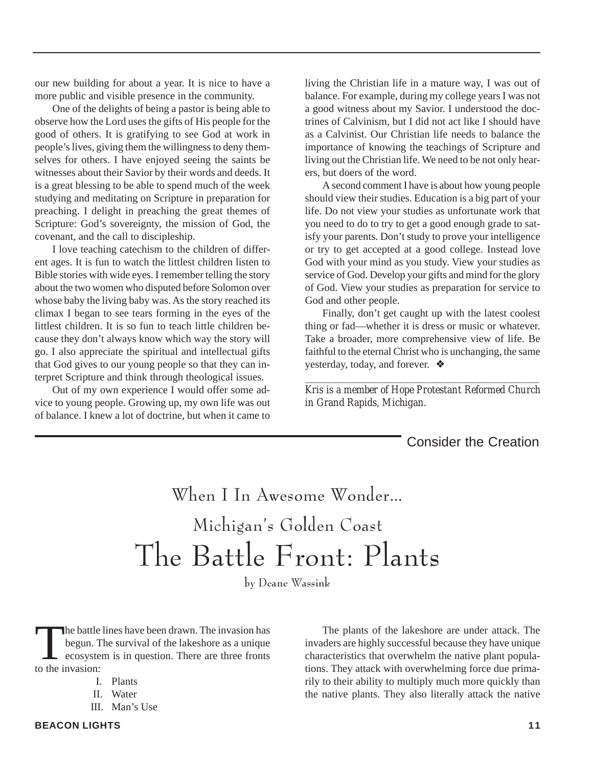our new building for about a year. It is nice to have a more public and visible presence in the community.

One of the delights of being a pastor is being able to observe how the Lord uses the gifts of His people for the good of others. It is gratifying to see God at work in people's lives, giving them the willingness to deny themselves for others. I have enjoyed seeing the saints be witnesses about their Savior by their words and deeds. It is a great blessing to be able to spend much of the week studying and meditating on Scripture in preparation for preaching. I delight in preaching the great themes of Scripture: God's sovereignty, the mission of God, the covenant, and the call to discipleship.

I love teaching catechism to the children of different ages. It is fun to watch the littlest children listen to Bible stories with wide eyes. I remember telling the story about the two women who disputed before Solomon over whose baby the living baby was. As the story reached its climax I began to see tears forming in the eyes of the littlest children. It is so fun to teach little children because they don't always know which way the story will go. I also appreciate the spiritual and intellectual gifts that God gives to our young people so that they can interpret Scripture and think through theological issues.

Out of my own experience I would offer some advice to young people. Growing up, my own life was out of balance. I knew a lot of doctrine, but when it came to living the Christian life in a mature way, I was out of balance. For example, during my college years I was not a good witness about my Savior. I understood the doctrines of Calvinism, but I did not act like I should have as a Calvinist. Our Christian life needs to balance the importance of knowing the teachings of Scripture and living out the Christian life. We need to be not only hearers, but doers of the word.

A second comment I have is about how young people should view their studies. Education is a big part of your life. Do not view your studies as unfortunate work that you need to do to try to get a good enough grade to satisfy your parents. Don't study to prove your intelligence or try to get accepted at a good college. Instead love God with your mind as you study. View your studies as service of God. Develop your gifts and mind for the glory of God. View your studies as preparation for service to God and other people.

Finally, don't get caught up with the latest coolest thing or fad—whether it is dress or music or whatever. Take a broader, more comprehensive view of life. Be faithful to the eternal Christ who is unchanging, the same yesterday, today, and forever. ❖

---

*Kris is a member of Hope Protestant Reformed Church in Grand Rapids, Michigan.*

Consider the Creation

## When I In Awesome Wonder...

## Michigan's Golden Coast

# The Battle Front: Plants

by Deane Wassink

The battle lines have been drawn. The invasion has begun. The survival of the lakeshore as a unique ecosystem is in question. There are three fronts to the invasion:

I. Plants
II. Water
III. Man's Use

The plants of the lakeshore are under attack. The invaders are highly successful because they have unique characteristics that overwhelm the native plant populations. They attack with overwhelming force due primarily to their ability to multiply much more quickly than the native plants. They also literally attack the native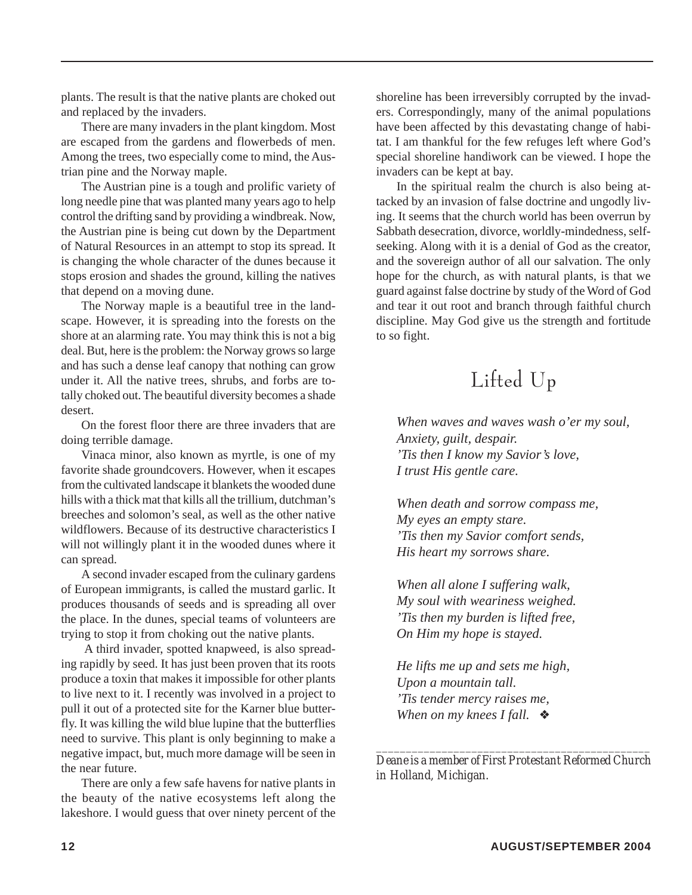plants. The result is that the native plants are choked out and replaced by the invaders.

There are many invaders in the plant kingdom. Most are escaped from the gardens and flowerbeds of men. Among the trees, two especially come to mind, the Austrian pine and the Norway maple.

The Austrian pine is a tough and prolific variety of long needle pine that was planted many years ago to help control the drifting sand by providing a windbreak. Now, the Austrian pine is being cut down by the Department of Natural Resources in an attempt to stop its spread. It is changing the whole character of the dunes because it stops erosion and shades the ground, killing the natives that depend on a moving dune.

The Norway maple is a beautiful tree in the landscape. However, it is spreading into the forests on the shore at an alarming rate. You may think this is not a big deal. But, here is the problem: the Norway grows so large and has such a dense leaf canopy that nothing can grow under it. All the native trees, shrubs, and forbs are totally choked out. The beautiful diversity becomes a shade desert.

On the forest floor there are three invaders that are doing terrible damage.

Vinaca minor, also known as myrtle, is one of my favorite shade groundcovers. However, when it escapes from the cultivated landscape it blankets the wooded dune hills with a thick mat that kills all the trillium, dutchman's breeches and solomon's seal, as well as the other native wildflowers. Because of its destructive characteristics I will not willingly plant it in the wooded dunes where it can spread.

A second invader escaped from the culinary gardens of European immigrants, is called the mustard garlic. It produces thousands of seeds and is spreading all over the place. In the dunes, special teams of volunteers are trying to stop it from choking out the native plants.

A third invader, spotted knapweed, is also spreading rapidly by seed. It has just been proven that its roots produce a toxin that makes it impossible for other plants to live next to it. I recently was involved in a project to pull it out of a protected site for the Karner blue butterfly. It was killing the wild blue lupine that the butterflies need to survive. This plant is only beginning to make a negative impact, but, much more damage will be seen in the near future.

There are only a few safe havens for native plants in the beauty of the native ecosystems left along the lakeshore. I would guess that over ninety percent of the shoreline has been irreversibly corrupted by the invaders. Correspondingly, many of the animal populations have been affected by this devastating change of habitat. I am thankful for the few refuges left where God's special shoreline handiwork can be viewed. I hope the invaders can be kept at bay.

In the spiritual realm the church is also being attacked by an invasion of false doctrine and ungodly living. It seems that the church world has been overrun by Sabbath desecration, divorce, worldly-mindedness, self-seeking. Along with it is a denial of God as the creator, and the sovereign author of all our salvation. The only hope for the church, as with natural plants, is that we guard against false doctrine by study of the Word of God and tear it out root and branch through faithful church discipline. May God give us the strength and fortitude to so fight.

## Lifted Up

*When waves and waves wash o'er my soul,*
*Anxiety, guilt, despair.*
*'Tis then I know my Savior's love,*
*I trust His gentle care.*

*When death and sorrow compass me,*
*My eyes an empty stare.*
*'Tis then my Savior comfort sends,*
*His heart my sorrows share.*

*When all alone I suffering walk,*
*My soul with weariness weighed.*
*'Tis then my burden is lifted free,*
*On Him my hope is stayed.*

*He lifts me up and sets me high,*
*Upon a mountain tall.*
*'Tis tender mercy raises me,*
*When on my knees I fall.* ❖

---

*Deane is a member of First Protestant Reformed Church in Holland, Michigan.*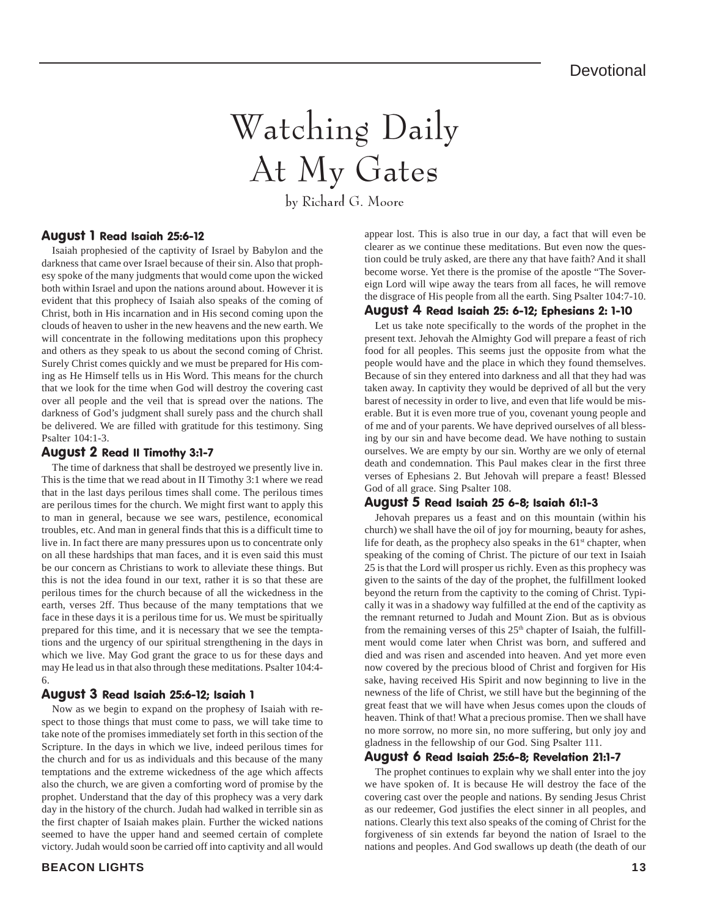# Watching Daily At My Gates

by Richard G. Moore

### August 1 Read Isaiah 25:6-12

Isaiah prophesied of the captivity of Israel by Babylon and the darkness that came over Israel because of their sin. Also that prophesy spoke of the many judgments that would come upon the wicked both within Israel and upon the nations around about. However it is evident that this prophecy of Isaiah also speaks of the coming of Christ, both in His incarnation and in His second coming upon the clouds of heaven to usher in the new heavens and the new earth. We will concentrate in the following meditations upon this prophecy and others as they speak to us about the second coming of Christ. Surely Christ comes quickly and we must be prepared for His coming as He Himself tells us in His Word. This means for the church that we look for the time when God will destroy the covering cast over all people and the veil that is spread over the nations. The darkness of God's judgment shall surely pass and the church shall be delivered. We are filled with gratitude for this testimony. Sing Psalter 104:1-3.

### August 2 Read II Timothy 3:1-7

The time of darkness that shall be destroyed we presently live in. This is the time that we read about in II Timothy 3:1 where we read that in the last days perilous times shall come. The perilous times are perilous times for the church. We might first want to apply this to man in general, because we see wars, pestilence, economical troubles, etc. And man in general finds that this is a difficult time to live in. In fact there are many pressures upon us to concentrate only on all these hardships that man faces, and it is even said this must be our concern as Christians to work to alleviate these things. But this is not the idea found in our text, rather it is so that these are perilous times for the church because of all the wickedness in the earth, verses 2ff. Thus because of the many temptations that we face in these days it is a perilous time for us. We must be spiritually prepared for this time, and it is necessary that we see the temptations and the urgency of our spiritual strengthening in the days in which we live. May God grant the grace to us for these days and may He lead us in that also through these meditations. Psalter 104:4-6.

### August 3 Read Isaiah 25:6-12; Isaiah 1

Now as we begin to expand on the prophesy of Isaiah with respect to those things that must come to pass, we will take time to take note of the promises immediately set forth in this section of the Scripture. In the days in which we live, indeed perilous times for the church and for us as individuals and this because of the many temptations and the extreme wickedness of the age which affects also the church, we are given a comforting word of promise by the prophet. Understand that the day of this prophecy was a very dark day in the history of the church. Judah had walked in terrible sin as the first chapter of Isaiah makes plain. Further the wicked nations seemed to have the upper hand and seemed certain of complete victory. Judah would soon be carried off into captivity and all would appear lost. This is also true in our day, a fact that will even be clearer as we continue these meditations. But even now the question could be truly asked, are there any that have faith? And it shall become worse. Yet there is the promise of the apostle "The Sovereign Lord will wipe away the tears from all faces, he will remove the disgrace of His people from all the earth. Sing Psalter 104:7-10.

### August 4 Read Isaiah 25: 6-12; Ephesians 2: 1-10

Let us take note specifically to the words of the prophet in the present text. Jehovah the Almighty God will prepare a feast of rich food for all peoples. This seems just the opposite from what the people would have and the place in which they found themselves. Because of sin they entered into darkness and all that they had was taken away. In captivity they would be deprived of all but the very barest of necessity in order to live, and even that life would be miserable. But it is even more true of you, covenant young people and of me and of your parents. We have deprived ourselves of all blessing by our sin and have become dead. We have nothing to sustain ourselves. We are empty by our sin. Worthy are we only of eternal death and condemnation. This Paul makes clear in the first three verses of Ephesians 2. But Jehovah will prepare a feast! Blessed God of all grace. Sing Psalter 108.

### August 5 Read Isaiah 25 6-8; Isaiah 61:1-3

Jehovah prepares us a feast and on this mountain (within his church) we shall have the oil of joy for mourning, beauty for ashes, life for death, as the prophecy also speaks in the 61st chapter, when speaking of the coming of Christ. The picture of our text in Isaiah 25 is that the Lord will prosper us richly. Even as this prophecy was given to the saints of the day of the prophet, the fulfillment looked beyond the return from the captivity to the coming of Christ. Typically it was in a shadowy way fulfilled at the end of the captivity as the remnant returned to Judah and Mount Zion. But as is obvious from the remaining verses of this 25th chapter of Isaiah, the fulfillment would come later when Christ was born, and suffered and died and was risen and ascended into heaven. And yet more even now covered by the precious blood of Christ and forgiven for His sake, having received His Spirit and now beginning to live in the newness of the life of Christ, we still have but the beginning of the great feast that we will have when Jesus comes upon the clouds of heaven. Think of that! What a precious promise. Then we shall have no more sorrow, no more sin, no more suffering, but only joy and gladness in the fellowship of our God. Sing Psalter 111.

### August 6 Read Isaiah 25:6-8; Revelation 21:1-7

The prophet continues to explain why we shall enter into the joy we have spoken of. It is because He will destroy the face of the covering cast over the people and nations. By sending Jesus Christ as our redeemer, God justifies the elect sinner in all peoples, and nations. Clearly this text also speaks of the coming of Christ for the forgiveness of sin extends far beyond the nation of Israel to the nations and peoples. And God swallows up death (the death of our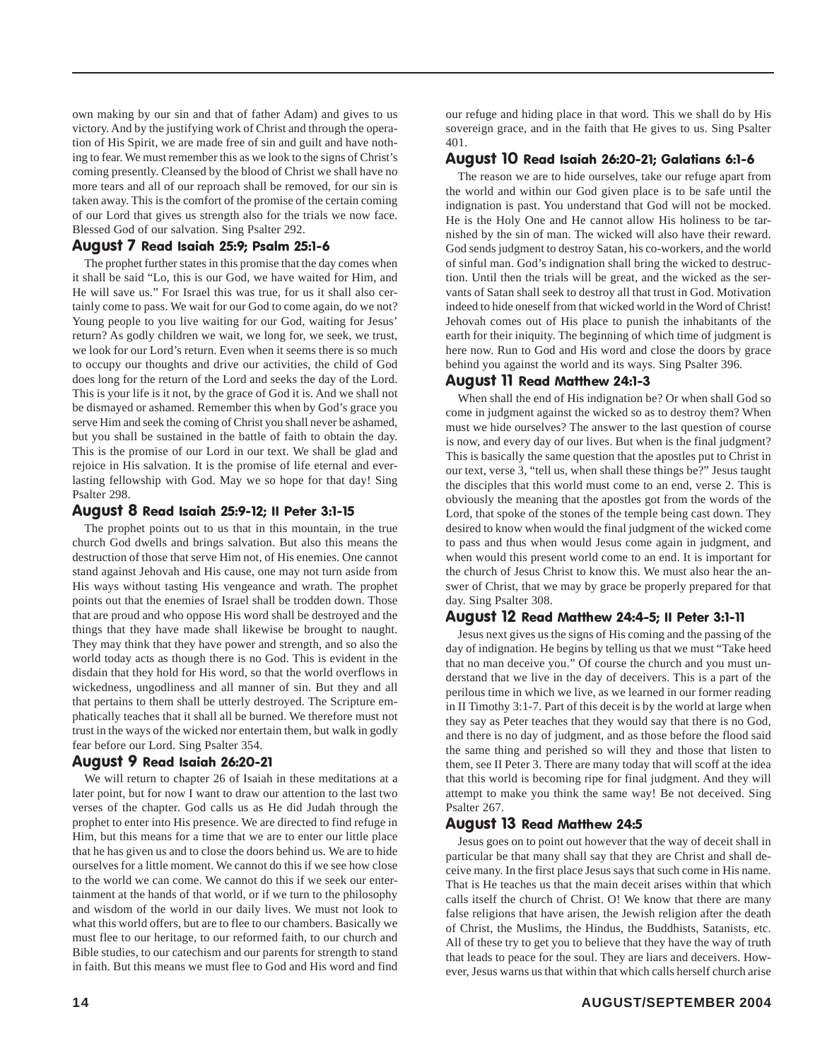own making by our sin and that of father Adam) and gives to us victory. And by the justifying work of Christ and through the operation of His Spirit, we are made free of sin and guilt and have nothing to fear. We must remember this as we look to the signs of Christ's coming presently. Cleansed by the blood of Christ we shall have no more tears and all of our reproach shall be removed, for our sin is taken away. This is the comfort of the promise of the certain coming of our Lord that gives us strength also for the trials we now face. Blessed God of our salvation. Sing Psalter 292.

### August 7 Read Isaiah 25:9; Psalm 25:1-6

The prophet further states in this promise that the day comes when it shall be said "Lo, this is our God, we have waited for Him, and He will save us." For Israel this was true, for us it shall also certainly come to pass. We wait for our God to come again, do we not? Young people to you live waiting for our God, waiting for Jesus' return? As godly children we wait, we long for, we seek, we trust, we look for our Lord's return. Even when it seems there is so much to occupy our thoughts and drive our activities, the child of God does long for the return of the Lord and seeks the day of the Lord. This is your life is it not, by the grace of God it is. And we shall not be dismayed or ashamed. Remember this when by God's grace you serve Him and seek the coming of Christ you shall never be ashamed, but you shall be sustained in the battle of faith to obtain the day. This is the promise of our Lord in our text. We shall be glad and rejoice in His salvation. It is the promise of life eternal and everlasting fellowship with God. May we so hope for that day! Sing Psalter 298.

### August 8 Read Isaiah 25:9-12; II Peter 3:1-15

The prophet points out to us that in this mountain, in the true church God dwells and brings salvation. But also this means the destruction of those that serve Him not, of His enemies. One cannot stand against Jehovah and His cause, one may not turn aside from His ways without tasting His vengeance and wrath. The prophet points out that the enemies of Israel shall be trodden down. Those that are proud and who oppose His word shall be destroyed and the things that they have made shall likewise be brought to naught. They may think that they have power and strength, and so also the world today acts as though there is no God. This is evident in the disdain that they hold for His word, so that the world overflows in wickedness, ungodliness and all manner of sin. But they and all that pertains to them shall be utterly destroyed. The Scripture emphatically teaches that it shall all be burned. We therefore must not trust in the ways of the wicked nor entertain them, but walk in godly fear before our Lord. Sing Psalter 354.

### August 9 Read Isaiah 26:20-21

We will return to chapter 26 of Isaiah in these meditations at a later point, but for now I want to draw our attention to the last two verses of the chapter. God calls us as He did Judah through the prophet to enter into His presence. We are directed to find refuge in Him, but this means for a time that we are to enter our little place that he has given us and to close the doors behind us. We are to hide ourselves for a little moment. We cannot do this if we see how close to the world we can come. We cannot do this if we seek our entertainment at the hands of that world, or if we turn to the philosophy and wisdom of the world in our daily lives. We must not look to what this world offers, but are to flee to our chambers. Basically we must flee to our heritage, to our reformed faith, to our church and Bible studies, to our catechism and our parents for strength to stand in faith. But this means we must flee to God and His word and find our refuge and hiding place in that word. This we shall do by His sovereign grace, and in the faith that He gives to us. Sing Psalter 401.

### August 10 Read Isaiah 26:20-21; Galatians 6:1-6

The reason we are to hide ourselves, take our refuge apart from the world and within our God given place is to be safe until the indignation is past. You understand that God will not be mocked. He is the Holy One and He cannot allow His holiness to be tarnished by the sin of man. The wicked will also have their reward. God sends judgment to destroy Satan, his co-workers, and the world of sinful man. God's indignation shall bring the wicked to destruction. Until then the trials will be great, and the wicked as the servants of Satan shall seek to destroy all that trust in God. Motivation indeed to hide oneself from that wicked world in the Word of Christ! Jehovah comes out of His place to punish the inhabitants of the earth for their iniquity. The beginning of which time of judgment is here now. Run to God and His word and close the doors by grace behind you against the world and its ways. Sing Psalter 396.

### August 11 Read Matthew 24:1-3

When shall the end of His indignation be? Or when shall God so come in judgment against the wicked so as to destroy them? When must we hide ourselves? The answer to the last question of course is now, and every day of our lives. But when is the final judgment? This is basically the same question that the apostles put to Christ in our text, verse 3, "tell us, when shall these things be?" Jesus taught the disciples that this world must come to an end, verse 2. This is obviously the meaning that the apostles got from the words of the Lord, that spoke of the stones of the temple being cast down. They desired to know when would the final judgment of the wicked come to pass and thus when would Jesus come again in judgment, and when would this present world come to an end. It is important for the church of Jesus Christ to know this. We must also hear the answer of Christ, that we may by grace be properly prepared for that day. Sing Psalter 308.

### August 12 Read Matthew 24:4-5; II Peter 3:1-11

Jesus next gives us the signs of His coming and the passing of the day of indignation. He begins by telling us that we must "Take heed that no man deceive you." Of course the church and you must understand that we live in the day of deceivers. This is a part of the perilous time in which we live, as we learned in our former reading in II Timothy 3:1-7. Part of this deceit is by the world at large when they say as Peter teaches that they would say that there is no God, and there is no day of judgment, and as those before the flood said the same thing and perished so will they and those that listen to them, see II Peter 3. There are many today that will scoff at the idea that this world is becoming ripe for final judgment. And they will attempt to make you think the same way! Be not deceived. Sing Psalter 267.

### August 13 Read Matthew 24:5

Jesus goes on to point out however that the way of deceit shall in particular be that many shall say that they are Christ and shall deceive many. In the first place Jesus says that such come in His name. That is He teaches us that the main deceit arises within that which calls itself the church of Christ. O! We know that there are many false religions that have arisen, the Jewish religion after the death of Christ, the Muslims, the Hindus, the Buddhists, Satanists, etc. All of these try to get you to believe that they have the way of truth that leads to peace for the soul. They are liars and deceivers. However, Jesus warns us that within that which calls herself church arise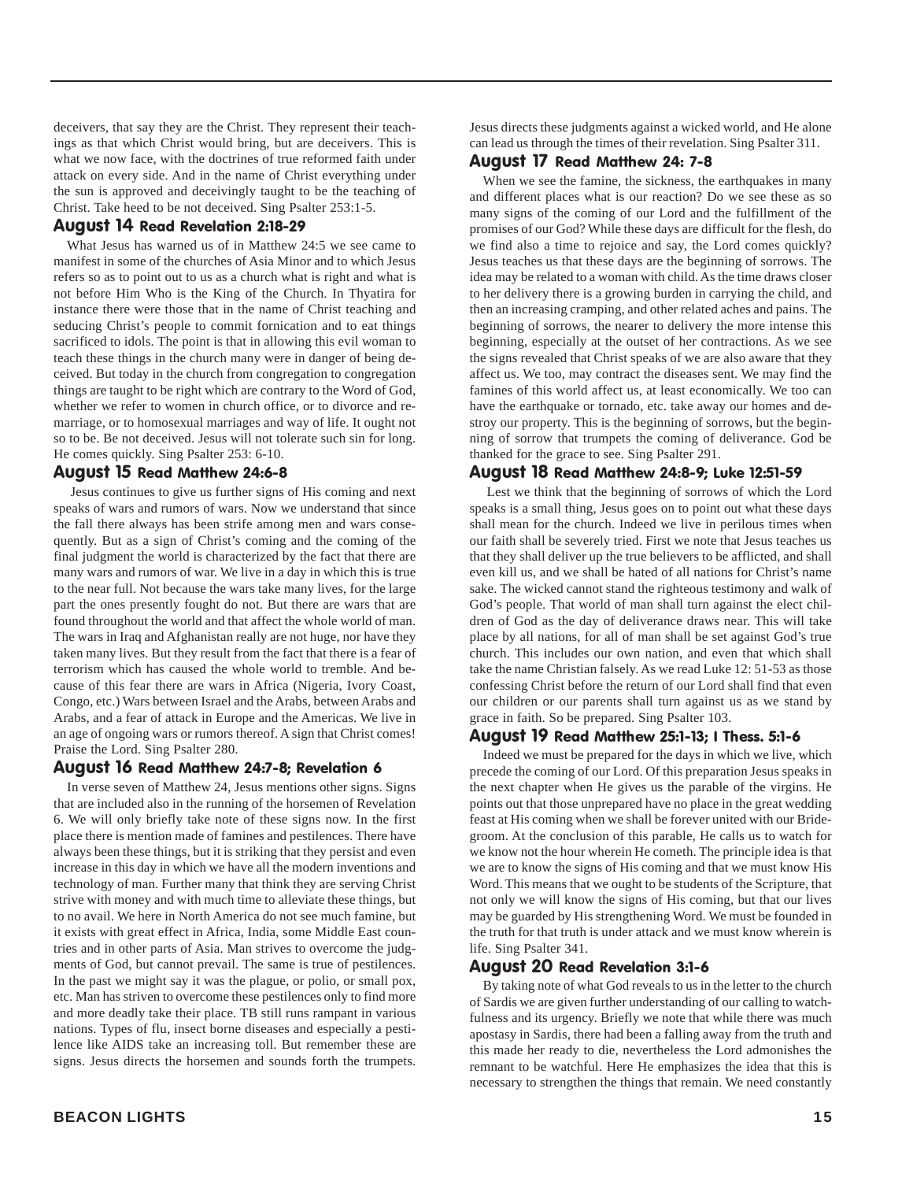deceivers, that say they are the Christ. They represent their teachings as that which Christ would bring, but are deceivers. This is what we now face, with the doctrines of true reformed faith under attack on every side. And in the name of Christ everything under the sun is approved and deceivingly taught to be the teaching of Christ. Take heed to be not deceived. Sing Psalter 253:1-5.

### August 14 Read Revelation 2:18-29

What Jesus has warned us of in Matthew 24:5 we see came to manifest in some of the churches of Asia Minor and to which Jesus refers so as to point out to us as a church what is right and what is not before Him Who is the King of the Church. In Thyatira for instance there were those that in the name of Christ teaching and seducing Christ's people to commit fornication and to eat things sacrificed to idols. The point is that in allowing this evil woman to teach these things in the church many were in danger of being deceived. But today in the church from congregation to congregation things are taught to be right which are contrary to the Word of God, whether we refer to women in church office, or to divorce and remarriage, or to homosexual marriages and way of life. It ought not so to be. Be not deceived. Jesus will not tolerate such sin for long. He comes quickly. Sing Psalter 253: 6-10.

### August 15 Read Matthew 24:6-8

Jesus continues to give us further signs of His coming and next speaks of wars and rumors of wars. Now we understand that since the fall there always has been strife among men and wars consequently. But as a sign of Christ's coming and the coming of the final judgment the world is characterized by the fact that there are many wars and rumors of war. We live in a day in which this is true to the near full. Not because the wars take many lives, for the large part the ones presently fought do not. But there are wars that are found throughout the world and that affect the whole world of man. The wars in Iraq and Afghanistan really are not huge, nor have they taken many lives. But they result from the fact that there is a fear of terrorism which has caused the whole world to tremble. And because of this fear there are wars in Africa (Nigeria, Ivory Coast, Congo, etc.) Wars between Israel and the Arabs, between Arabs and Arabs, and a fear of attack in Europe and the Americas. We live in an age of ongoing wars or rumors thereof. A sign that Christ comes! Praise the Lord. Sing Psalter 280.

### August 16 Read Matthew 24:7-8; Revelation 6

In verse seven of Matthew 24, Jesus mentions other signs. Signs that are included also in the running of the horsemen of Revelation 6. We will only briefly take note of these signs now. In the first place there is mention made of famines and pestilences. There have always been these things, but it is striking that they persist and even increase in this day in which we have all the modern inventions and technology of man. Further many that think they are serving Christ strive with money and with much time to alleviate these things, but to no avail. We here in North America do not see much famine, but it exists with great effect in Africa, India, some Middle East countries and in other parts of Asia. Man strives to overcome the judgments of God, but cannot prevail. The same is true of pestilences. In the past we might say it was the plague, or polio, or small pox, etc. Man has striven to overcome these pestilences only to find more and more deadly take their place. TB still runs rampant in various nations. Types of flu, insect borne diseases and especially a pestilence like AIDS take an increasing toll. But remember these are signs. Jesus directs the horsemen and sounds forth the trumpets. Jesus directs these judgments against a wicked world, and He alone can lead us through the times of their revelation. Sing Psalter 311.

### August 17 Read Matthew 24: 7-8

When we see the famine, the sickness, the earthquakes in many and different places what is our reaction? Do we see these as so many signs of the coming of our Lord and the fulfillment of the promises of our God? While these days are difficult for the flesh, do we find also a time to rejoice and say, the Lord comes quickly? Jesus teaches us that these days are the beginning of sorrows. The idea may be related to a woman with child. As the time draws closer to her delivery there is a growing burden in carrying the child, and then an increasing cramping, and other related aches and pains. The beginning of sorrows, the nearer to delivery the more intense this beginning, especially at the outset of her contractions. As we see the signs revealed that Christ speaks of we are also aware that they affect us. We too, may contract the diseases sent. We may find the famines of this world affect us, at least economically. We too can have the earthquake or tornado, etc. take away our homes and destroy our property. This is the beginning of sorrows, but the beginning of sorrow that trumpets the coming of deliverance. God be thanked for the grace to see. Sing Psalter 291.

### August 18 Read Matthew 24:8-9; Luke 12:51-59

Lest we think that the beginning of sorrows of which the Lord speaks is a small thing, Jesus goes on to point out what these days shall mean for the church. Indeed we live in perilous times when our faith shall be severely tried. First we note that Jesus teaches us that they shall deliver up the true believers to be afflicted, and shall even kill us, and we shall be hated of all nations for Christ's name sake. The wicked cannot stand the righteous testimony and walk of God's people. That world of man shall turn against the elect children of God as the day of deliverance draws near. This will take place by all nations, for all of man shall be set against God's true church. This includes our own nation, and even that which shall take the name Christian falsely. As we read Luke 12: 51-53 as those confessing Christ before the return of our Lord shall find that even our children or our parents shall turn against us as we stand by grace in faith. So be prepared. Sing Psalter 103.

### August 19 Read Matthew 25:1-13; I Thess. 5:1-6

Indeed we must be prepared for the days in which we live, which precede the coming of our Lord. Of this preparation Jesus speaks in the next chapter when He gives us the parable of the virgins. He points out that those unprepared have no place in the great wedding feast at His coming when we shall be forever united with our Bridegroom. At the conclusion of this parable, He calls us to watch for we know not the hour wherein He cometh. The principle idea is that we are to know the signs of His coming and that we must know His Word. This means that we ought to be students of the Scripture, that not only we will know the signs of His coming, but that our lives may be guarded by His strengthening Word. We must be founded in the truth for that truth is under attack and we must know wherein is life. Sing Psalter 341.

### August 20 Read Revelation 3:1-6

By taking note of what God reveals to us in the letter to the church of Sardis we are given further understanding of our calling to watchfulness and its urgency. Briefly we note that while there was much apostasy in Sardis, there had been a falling away from the truth and this made her ready to die, nevertheless the Lord admonishes the remnant to be watchful. Here He emphasizes the idea that this is necessary to strengthen the things that remain. We need constantly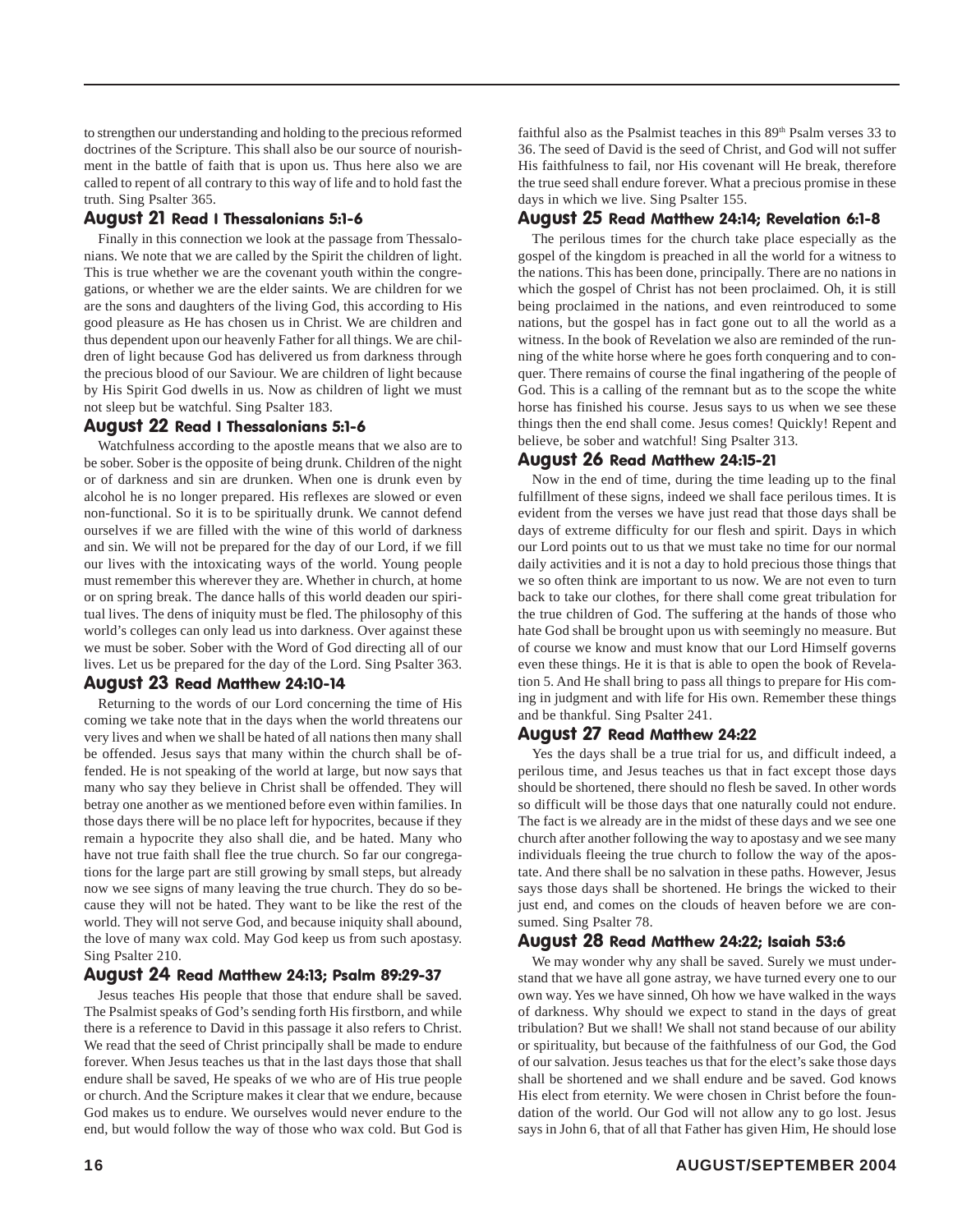to strengthen our understanding and holding to the precious reformed doctrines of the Scripture. This shall also be our source of nourishment in the battle of faith that is upon us. Thus here also we are called to repent of all contrary to this way of life and to hold fast the truth. Sing Psalter 365.

### August 21 Read I Thessalonians 5:1-6

Finally in this connection we look at the passage from Thessalonians. We note that we are called by the Spirit the children of light. This is true whether we are the covenant youth within the congregations, or whether we are the elder saints. We are children for we are the sons and daughters of the living God, this according to His good pleasure as He has chosen us in Christ. We are children and thus dependent upon our heavenly Father for all things. We are children of light because God has delivered us from darkness through the precious blood of our Saviour. We are children of light because by His Spirit God dwells in us. Now as children of light we must not sleep but be watchful. Sing Psalter 183.

### August 22 Read I Thessalonians 5:1-6

Watchfulness according to the apostle means that we also are to be sober. Sober is the opposite of being drunk. Children of the night or of darkness and sin are drunken. When one is drunk even by alcohol he is no longer prepared. His reflexes are slowed or even non-functional. So it is to be spiritually drunk. We cannot defend ourselves if we are filled with the wine of this world of darkness and sin. We will not be prepared for the day of our Lord, if we fill our lives with the intoxicating ways of the world. Young people must remember this wherever they are. Whether in church, at home or on spring break. The dance halls of this world deaden our spiritual lives. The dens of iniquity must be fled. The philosophy of this world's colleges can only lead us into darkness. Over against these we must be sober. Sober with the Word of God directing all of our lives. Let us be prepared for the day of the Lord. Sing Psalter 363.

### August 23 Read Matthew 24:10-14

Returning to the words of our Lord concerning the time of His coming we take note that in the days when the world threatens our very lives and when we shall be hated of all nations then many shall be offended. Jesus says that many within the church shall be offended. He is not speaking of the world at large, but now says that many who say they believe in Christ shall be offended. They will betray one another as we mentioned before even within families. In those days there will be no place left for hypocrites, because if they remain a hypocrite they also shall die, and be hated. Many who have not true faith shall flee the true church. So far our congregations for the large part are still growing by small steps, but already now we see signs of many leaving the true church. They do so because they will not be hated. They want to be like the rest of the world. They will not serve God, and because iniquity shall abound, the love of many wax cold. May God keep us from such apostasy. Sing Psalter 210.

### August 24 Read Matthew 24:13; Psalm 89:29-37

Jesus teaches His people that those that endure shall be saved. The Psalmist speaks of God's sending forth His firstborn, and while there is a reference to David in this passage it also refers to Christ. We read that the seed of Christ principally shall be made to endure forever. When Jesus teaches us that in the last days those that shall endure shall be saved, He speaks of we who are of His true people or church. And the Scripture makes it clear that we endure, because God makes us to endure. We ourselves would never endure to the end, but would follow the way of those who wax cold. But God is faithful also as the Psalmist teaches in this 89th Psalm verses 33 to 36. The seed of David is the seed of Christ, and God will not suffer His faithfulness to fail, nor His covenant will He break, therefore the true seed shall endure forever. What a precious promise in these days in which we live. Sing Psalter 155.

### August 25 Read Matthew 24:14; Revelation 6:1-8

The perilous times for the church take place especially as the gospel of the kingdom is preached in all the world for a witness to the nations. This has been done, principally. There are no nations in which the gospel of Christ has not been proclaimed. Oh, it is still being proclaimed in the nations, and even reintroduced to some nations, but the gospel has in fact gone out to all the world as a witness. In the book of Revelation we also are reminded of the running of the white horse where he goes forth conquering and to conquer. There remains of course the final ingathering of the people of God. This is a calling of the remnant but as to the scope the white horse has finished his course. Jesus says to us when we see these things then the end shall come. Jesus comes! Quickly! Repent and believe, be sober and watchful! Sing Psalter 313.

### August 26 Read Matthew 24:15-21

Now in the end of time, during the time leading up to the final fulfillment of these signs, indeed we shall face perilous times. It is evident from the verses we have just read that those days shall be days of extreme difficulty for our flesh and spirit. Days in which our Lord points out to us that we must take no time for our normal daily activities and it is not a day to hold precious those things that we so often think are important to us now. We are not even to turn back to take our clothes, for there shall come great tribulation for the true children of God. The suffering at the hands of those who hate God shall be brought upon us with seemingly no measure. But of course we know and must know that our Lord Himself governs even these things. He it is that is able to open the book of Revelation 5. And He shall bring to pass all things to prepare for His coming in judgment and with life for His own. Remember these things and be thankful. Sing Psalter 241.

### August 27 Read Matthew 24:22

Yes the days shall be a true trial for us, and difficult indeed, a perilous time, and Jesus teaches us that in fact except those days should be shortened, there should no flesh be saved. In other words so difficult will be those days that one naturally could not endure. The fact is we already are in the midst of these days and we see one church after another following the way to apostasy and we see many individuals fleeing the true church to follow the way of the apostate. And there shall be no salvation in these paths. However, Jesus says those days shall be shortened. He brings the wicked to their just end, and comes on the clouds of heaven before we are consumed. Sing Psalter 78.

### August 28 Read Matthew 24:22; Isaiah 53:6

We may wonder why any shall be saved. Surely we must understand that we have all gone astray, we have turned every one to our own way. Yes we have sinned, Oh how we have walked in the ways of darkness. Why should we expect to stand in the days of great tribulation? But we shall! We shall not stand because of our ability or spirituality, but because of the faithfulness of our God, the God of our salvation. Jesus teaches us that for the elect's sake those days shall be shortened and we shall endure and be saved. God knows His elect from eternity. We were chosen in Christ before the foundation of the world. Our God will not allow any to go lost. Jesus says in John 6, that of all that Father has given Him, He should lose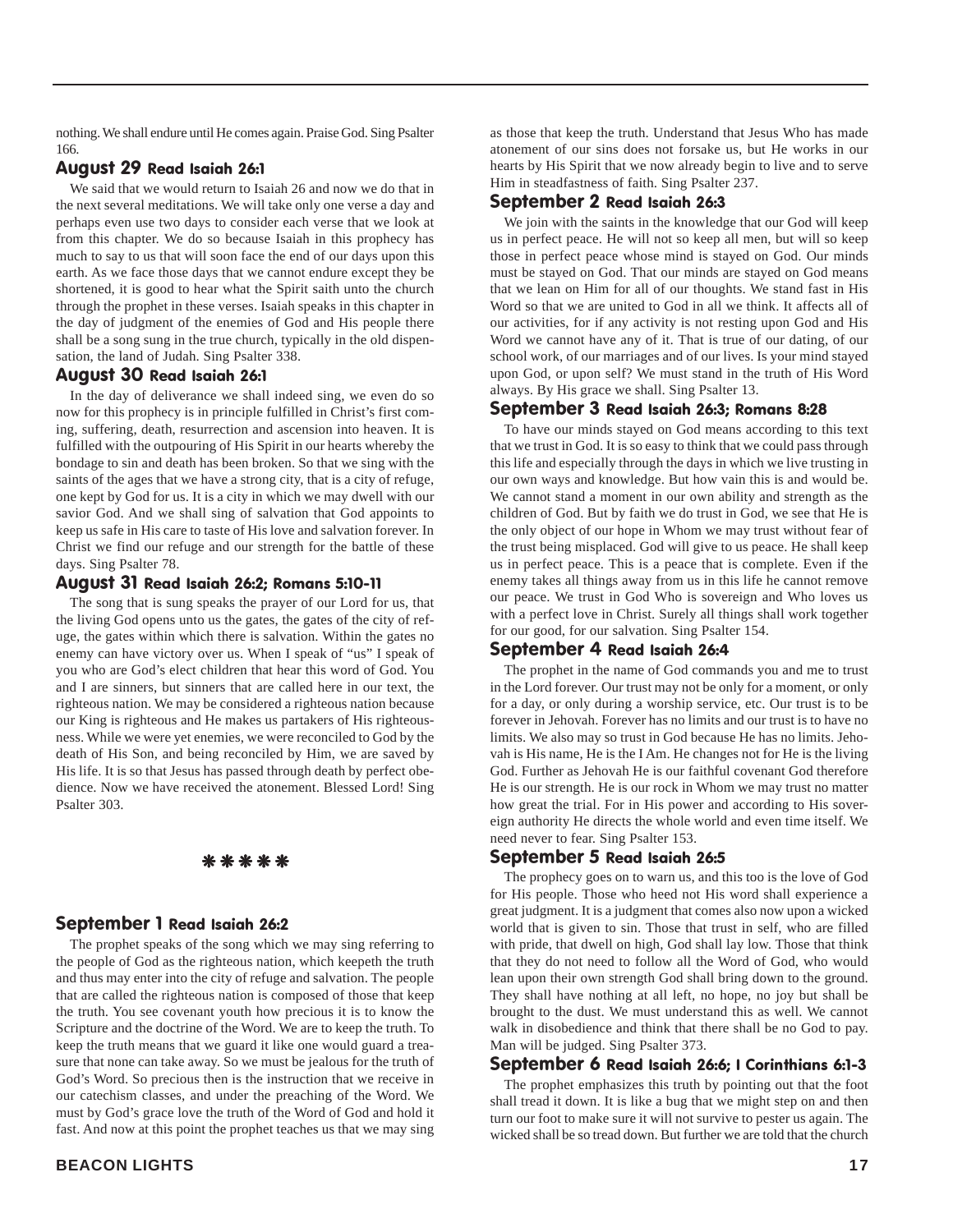nothing. We shall endure until He comes again. Praise God. Sing Psalter 166.

### August 29 Read Isaiah 26:1

We said that we would return to Isaiah 26 and now we do that in the next several meditations. We will take only one verse a day and perhaps even use two days to consider each verse that we look at from this chapter. We do so because Isaiah in this prophecy has much to say to us that will soon face the end of our days upon this earth. As we face those days that we cannot endure except they be shortened, it is good to hear what the Spirit saith unto the church through the prophet in these verses. Isaiah speaks in this chapter in the day of judgment of the enemies of God and His people there shall be a song sung in the true church, typically in the old dispensation, the land of Judah. Sing Psalter 338.

### August 30 Read Isaiah 26:1

In the day of deliverance we shall indeed sing, we even do so now for this prophecy is in principle fulfilled in Christ's first coming, suffering, death, resurrection and ascension into heaven. It is fulfilled with the outpouring of His Spirit in our hearts whereby the bondage to sin and death has been broken. So that we sing with the saints of the ages that we have a strong city, that is a city of refuge, one kept by God for us. It is a city in which we may dwell with our savior God. And we shall sing of salvation that God appoints to keep us safe in His care to taste of His love and salvation forever. In Christ we find our refuge and our strength for the battle of these days. Sing Psalter 78.

### August 31 Read Isaiah 26:2; Romans 5:10-11

The song that is sung speaks the prayer of our Lord for us, that the living God opens unto us the gates, the gates of the city of refuge, the gates within which there is salvation. Within the gates no enemy can have victory over us. When I speak of "us" I speak of you who are God's elect children that hear this word of God. You and I are sinners, but sinners that are called here in our text, the righteous nation. We may be considered a righteous nation because our King is righteous and He makes us partakers of His righteousness. While we were yet enemies, we were reconciled to God by the death of His Son, and being reconciled by Him, we are saved by His life. It is so that Jesus has passed through death by perfect obedience. Now we have received the atonement. Blessed Lord! Sing Psalter 303.

\*\*\*\*\*

### September 1 Read Isaiah 26:2

The prophet speaks of the song which we may sing referring to the people of God as the righteous nation, which keepeth the truth and thus may enter into the city of refuge and salvation. The people that are called the righteous nation is composed of those that keep the truth. You see covenant youth how precious it is to know the Scripture and the doctrine of the Word. We are to keep the truth. To keep the truth means that we guard it like one would guard a treasure that none can take away. So we must be jealous for the truth of God's Word. So precious then is the instruction that we receive in our catechism classes, and under the preaching of the Word. We must by God's grace love the truth of the Word of God and hold it fast. And now at this point the prophet teaches us that we may sing as those that keep the truth. Understand that Jesus Who has made atonement of our sins does not forsake us, but He works in our hearts by His Spirit that we now already begin to live and to serve Him in steadfastness of faith. Sing Psalter 237.

### September 2 Read Isaiah 26:3

We join with the saints in the knowledge that our God will keep us in perfect peace. He will not so keep all men, but will so keep those in perfect peace whose mind is stayed on God. Our minds must be stayed on God. That our minds are stayed on God means that we lean on Him for all of our thoughts. We stand fast in His Word so that we are united to God in all we think. It affects all of our activities, for if any activity is not resting upon God and His Word we cannot have any of it. That is true of our dating, of our school work, of our marriages and of our lives. Is your mind stayed upon God, or upon self? We must stand in the truth of His Word always. By His grace we shall. Sing Psalter 13.

### September 3 Read Isaiah 26:3; Romans 8:28

To have our minds stayed on God means according to this text that we trust in God. It is so easy to think that we could pass through this life and especially through the days in which we live trusting in our own ways and knowledge. But how vain this is and would be. We cannot stand a moment in our own ability and strength as the children of God. But by faith we do trust in God, we see that He is the only object of our hope in Whom we may trust without fear of the trust being misplaced. God will give to us peace. He shall keep us in perfect peace. This is a peace that is complete. Even if the enemy takes all things away from us in this life he cannot remove our peace. We trust in God Who is sovereign and Who loves us with a perfect love in Christ. Surely all things shall work together for our good, for our salvation. Sing Psalter 154.

### September 4 Read Isaiah 26:4

The prophet in the name of God commands you and me to trust in the Lord forever. Our trust may not be only for a moment, or only for a day, or only during a worship service, etc. Our trust is to be forever in Jehovah. Forever has no limits and our trust is to have no limits. We also may so trust in God because He has no limits. Jehovah is His name, He is the I Am. He changes not for He is the living God. Further as Jehovah He is our faithful covenant God therefore He is our strength. He is our rock in Whom we may trust no matter how great the trial. For in His power and according to His sovereign authority He directs the whole world and even time itself. We need never to fear. Sing Psalter 153.

### September 5 Read Isaiah 26:5

The prophecy goes on to warn us, and this too is the love of God for His people. Those who heed not His word shall experience a great judgment. It is a judgment that comes also now upon a wicked world that is given to sin. Those that trust in self, who are filled with pride, that dwell on high, God shall lay low. Those that think that they do not need to follow all the Word of God, who would lean upon their own strength God shall bring down to the ground. They shall have nothing at all left, no hope, no joy but shall be brought to the dust. We must understand this as well. We cannot walk in disobedience and think that there shall be no God to pay. Man will be judged. Sing Psalter 373.

### September 6 Read Isaiah 26:6; I Corinthians 6:1-3

The prophet emphasizes this truth by pointing out that the foot shall tread it down. It is like a bug that we might step on and then turn our foot to make sure it will not survive to pester us again. The wicked shall be so tread down. But further we are told that the church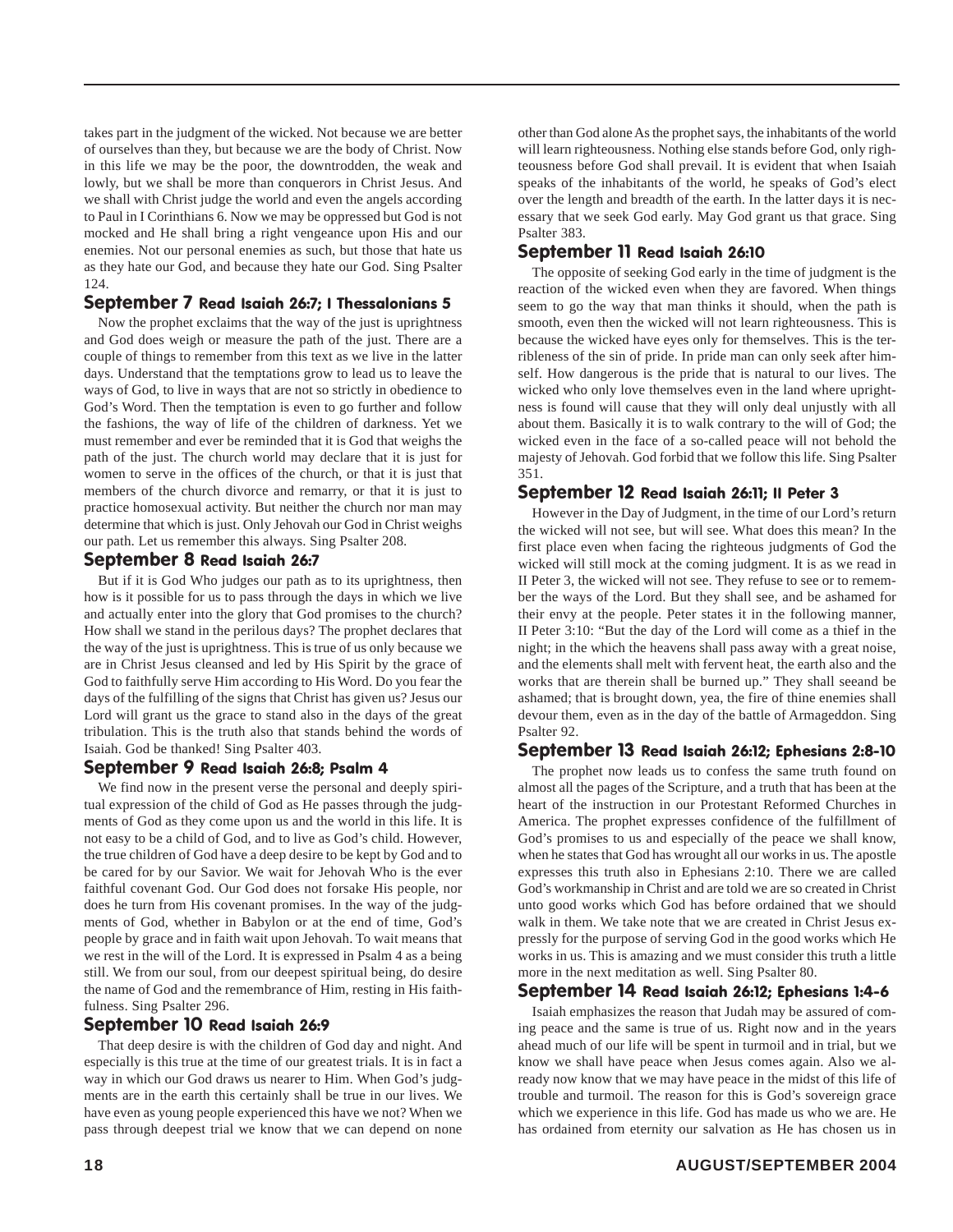takes part in the judgment of the wicked. Not because we are better of ourselves than they, but because we are the body of Christ. Now in this life we may be the poor, the downtrodden, the weak and lowly, but we shall be more than conquerors in Christ Jesus. And we shall with Christ judge the world and even the angels according to Paul in I Corinthians 6. Now we may be oppressed but God is not mocked and He shall bring a right vengeance upon His and our enemies. Not our personal enemies as such, but those that hate us as they hate our God, and because they hate our God. Sing Psalter 124.

### September 7 Read Isaiah 26:7; I Thessalonians 5

Now the prophet exclaims that the way of the just is uprightness and God does weigh or measure the path of the just. There are a couple of things to remember from this text as we live in the latter days. Understand that the temptations grow to lead us to leave the ways of God, to live in ways that are not so strictly in obedience to God's Word. Then the temptation is even to go further and follow the fashions, the way of life of the children of darkness. Yet we must remember and ever be reminded that it is God that weighs the path of the just. The church world may declare that it is just for women to serve in the offices of the church, or that it is just that members of the church divorce and remarry, or that it is just to practice homosexual activity. But neither the church nor man may determine that which is just. Only Jehovah our God in Christ weighs our path. Let us remember this always. Sing Psalter 208.

### September 8 Read Isaiah 26:7

But if it is God Who judges our path as to its uprightness, then how is it possible for us to pass through the days in which we live and actually enter into the glory that God promises to the church? How shall we stand in the perilous days? The prophet declares that the way of the just is uprightness. This is true of us only because we are in Christ Jesus cleansed and led by His Spirit by the grace of God to faithfully serve Him according to His Word. Do you fear the days of the fulfilling of the signs that Christ has given us? Jesus our Lord will grant us the grace to stand also in the days of the great tribulation. This is the truth also that stands behind the words of Isaiah. God be thanked! Sing Psalter 403.

### September 9 Read Isaiah 26:8; Psalm 4

We find now in the present verse the personal and deeply spiritual expression of the child of God as He passes through the judgments of God as they come upon us and the world in this life. It is not easy to be a child of God, and to live as God's child. However, the true children of God have a deep desire to be kept by God and to be cared for by our Savior. We wait for Jehovah Who is the ever faithful covenant God. Our God does not forsake His people, nor does he turn from His covenant promises. In the way of the judgments of God, whether in Babylon or at the end of time, God's people by grace and in faith wait upon Jehovah. To wait means that we rest in the will of the Lord. It is expressed in Psalm 4 as a being still. We from our soul, from our deepest spiritual being, do desire the name of God and the remembrance of Him, resting in His faithfulness. Sing Psalter 296.

### September 10 Read Isaiah 26:9

That deep desire is with the children of God day and night. And especially is this true at the time of our greatest trials. It is in fact a way in which our God draws us nearer to Him. When God's judgments are in the earth this certainly shall be true in our lives. We have even as young people experienced this have we not? When we pass through deepest trial we know that we can depend on none other than God alone As the prophet says, the inhabitants of the world will learn righteousness. Nothing else stands before God, only righteousness before God shall prevail. It is evident that when Isaiah speaks of the inhabitants of the world, he speaks of God's elect over the length and breadth of the earth. In the latter days it is necessary that we seek God early. May God grant us that grace. Sing Psalter 383.

### September 11 Read Isaiah 26:10

The opposite of seeking God early in the time of judgment is the reaction of the wicked even when they are favored. When things seem to go the way that man thinks it should, when the path is smooth, even then the wicked will not learn righteousness. This is because the wicked have eyes only for themselves. This is the terribleness of the sin of pride. In pride man can only seek after himself. How dangerous is the pride that is natural to our lives. The wicked who only love themselves even in the land where uprightness is found will cause that they will only deal unjustly with all about them. Basically it is to walk contrary to the will of God; the wicked even in the face of a so-called peace will not behold the majesty of Jehovah. God forbid that we follow this life. Sing Psalter 351.

### September 12 Read Isaiah 26:11; II Peter 3

However in the Day of Judgment, in the time of our Lord's return the wicked will not see, but will see. What does this mean? In the first place even when facing the righteous judgments of God the wicked will still mock at the coming judgment. It is as we read in II Peter 3, the wicked will not see. They refuse to see or to remember the ways of the Lord. But they shall see, and be ashamed for their envy at the people. Peter states it in the following manner, II Peter 3:10: "But the day of the Lord will come as a thief in the night; in the which the heavens shall pass away with a great noise, and the elements shall melt with fervent heat, the earth also and the works that are therein shall be burned up." They shall seeand be ashamed; that is brought down, yea, the fire of thine enemies shall devour them, even as in the day of the battle of Armageddon. Sing Psalter 92.

### September 13 Read Isaiah 26:12; Ephesians 2:8-10

The prophet now leads us to confess the same truth found on almost all the pages of the Scripture, and a truth that has been at the heart of the instruction in our Protestant Reformed Churches in America. The prophet expresses confidence of the fulfillment of God's promises to us and especially of the peace we shall know, when he states that God has wrought all our works in us. The apostle expresses this truth also in Ephesians 2:10. There we are called God's workmanship in Christ and are told we are so created in Christ unto good works which God has before ordained that we should walk in them. We take note that we are created in Christ Jesus expressly for the purpose of serving God in the good works which He works in us. This is amazing and we must consider this truth a little more in the next meditation as well. Sing Psalter 80.

### September 14 Read Isaiah 26:12; Ephesians 1:4-6

Isaiah emphasizes the reason that Judah may be assured of coming peace and the same is true of us. Right now and in the years ahead much of our life will be spent in turmoil and in trial, but we know we shall have peace when Jesus comes again. Also we already now know that we may have peace in the midst of this life of trouble and turmoil. The reason for this is God's sovereign grace which we experience in this life. God has made us who we are. He has ordained from eternity our salvation as He has chosen us in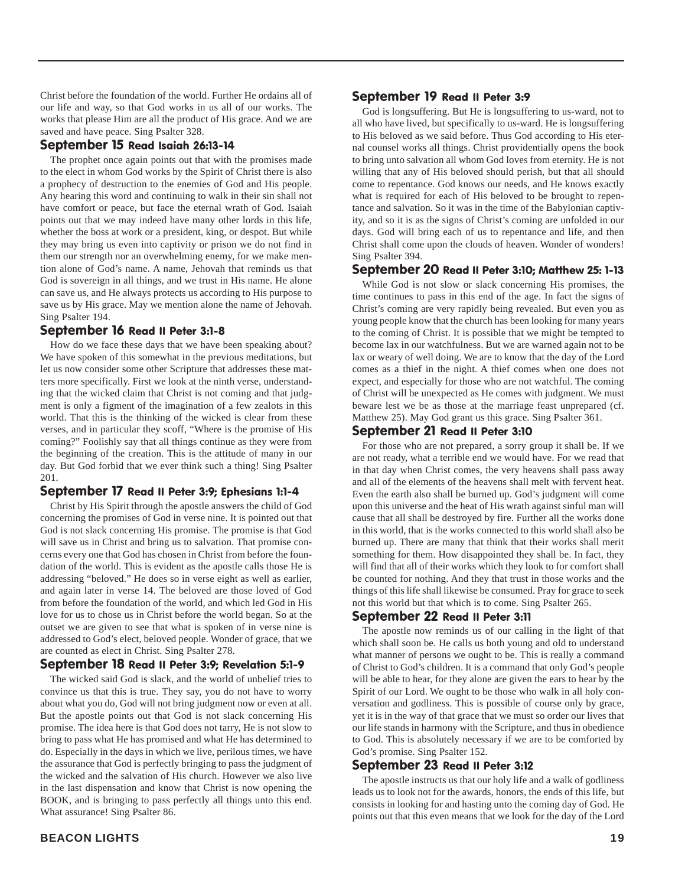Christ before the foundation of the world. Further He ordains all of our life and way, so that God works in us all of our works. The works that please Him are all the product of His grace. And we are saved and have peace. Sing Psalter 328.

## September 15 Read Isaiah 26:13-14

The prophet once again points out that with the promises made to the elect in whom God works by the Spirit of Christ there is also a prophecy of destruction to the enemies of God and His people. Any hearing this word and continuing to walk in their sin shall not have comfort or peace, but face the eternal wrath of God. Isaiah points out that we may indeed have many other lords in this life, whether the boss at work or a president, king, or despot. But while they may bring us even into captivity or prison we do not find in them our strength nor an overwhelming enemy, for we make mention alone of God's name. A name, Jehovah that reminds us that God is sovereign in all things, and we trust in His name. He alone can save us, and He always protects us according to His purpose to save us by His grace. May we mention alone the name of Jehovah. Sing Psalter 194.

## September 16 Read II Peter 3:1-8

How do we face these days that we have been speaking about? We have spoken of this somewhat in the previous meditations, but let us now consider some other Scripture that addresses these matters more specifically. First we look at the ninth verse, understanding that the wicked claim that Christ is not coming and that judgment is only a figment of the imagination of a few zealots in this world. That this is the thinking of the wicked is clear from these verses, and in particular they scoff, "Where is the promise of His coming?" Foolishly say that all things continue as they were from the beginning of the creation. This is the attitude of many in our day. But God forbid that we ever think such a thing! Sing Psalter 201.

## September 17 Read II Peter 3:9; Ephesians 1:1-4

Christ by His Spirit through the apostle answers the child of God concerning the promises of God in verse nine. It is pointed out that God is not slack concerning His promise. The promise is that God will save us in Christ and bring us to salvation. That promise concerns every one that God has chosen in Christ from before the foundation of the world. This is evident as the apostle calls those He is addressing "beloved." He does so in verse eight as well as earlier, and again later in verse 14. The beloved are those loved of God from before the foundation of the world, and which led God in His love for us to chose us in Christ before the world began. So at the outset we are given to see that what is spoken of in verse nine is addressed to God's elect, beloved people. Wonder of grace, that we are counted as elect in Christ. Sing Psalter 278.

## September 18 Read II Peter 3:9; Revelation 5:1-9

The wicked said God is slack, and the world of unbelief tries to convince us that this is true. They say, you do not have to worry about what you do, God will not bring judgment now or even at all. But the apostle points out that God is not slack concerning His promise. The idea here is that God does not tarry, He is not slow to bring to pass what He has promised and what He has determined to do. Especially in the days in which we live, perilous times, we have the assurance that God is perfectly bringing to pass the judgment of the wicked and the salvation of His church. However we also live in the last dispensation and know that Christ is now opening the BOOK, and is bringing to pass perfectly all things unto this end. What assurance! Sing Psalter 86.

## September 19 Read II Peter 3:9

God is longsuffering. But He is longsuffering to us-ward, not to all who have lived, but specifically to us-ward. He is longsuffering to His beloved as we said before. Thus God according to His eternal counsel works all things. Christ providentially opens the book to bring unto salvation all whom God loves from eternity. He is not willing that any of His beloved should perish, but that all should come to repentance. God knows our needs, and He knows exactly what is required for each of His beloved to be brought to repentance and salvation. So it was in the time of the Babylonian captivity, and so it is as the signs of Christ's coming are unfolded in our days. God will bring each of us to repentance and life, and then Christ shall come upon the clouds of heaven. Wonder of wonders! Sing Psalter 394.

## September 20 Read II Peter 3:10; Matthew 25: 1-13

While God is not slow or slack concerning His promises, the time continues to pass in this end of the age. In fact the signs of Christ's coming are very rapidly being revealed. But even you as young people know that the church has been looking for many years to the coming of Christ. It is possible that we might be tempted to become lax in our watchfulness. But we are warned again not to be lax or weary of well doing. We are to know that the day of the Lord comes as a thief in the night. A thief comes when one does not expect, and especially for those who are not watchful. The coming of Christ will be unexpected as He comes with judgment. We must beware lest we be as those at the marriage feast unprepared (cf. Matthew 25). May God grant us this grace. Sing Psalter 361.

## September 21 Read II Peter 3:10

For those who are not prepared, a sorry group it shall be. If we are not ready, what a terrible end we would have. For we read that in that day when Christ comes, the very heavens shall pass away and all of the elements of the heavens shall melt with fervent heat. Even the earth also shall be burned up. God's judgment will come upon this universe and the heat of His wrath against sinful man will cause that all shall be destroyed by fire. Further all the works done in this world, that is the works connected to this world shall also be burned up. There are many that think that their works shall merit something for them. How disappointed they shall be. In fact, they will find that all of their works which they look to for comfort shall be counted for nothing. And they that trust in those works and the things of this life shall likewise be consumed. Pray for grace to seek not this world but that which is to come. Sing Psalter 265.

## September 22 Read II Peter 3:11

The apostle now reminds us of our calling in the light of that which shall soon be. He calls us both young and old to understand what manner of persons we ought to be. This is really a command of Christ to God's children. It is a command that only God's people will be able to hear, for they alone are given the ears to hear by the Spirit of our Lord. We ought to be those who walk in all holy conversation and godliness. This is possible of course only by grace, yet it is in the way of that grace that we must so order our lives that our life stands in harmony with the Scripture, and thus in obedience to God. This is absolutely necessary if we are to be comforted by God's promise. Sing Psalter 152.

## September 23 Read II Peter 3:12

The apostle instructs us that our holy life and a walk of godliness leads us to look not for the awards, honors, the ends of this life, but consists in looking for and hasting unto the coming day of God. He points out that this even means that we look for the day of the Lord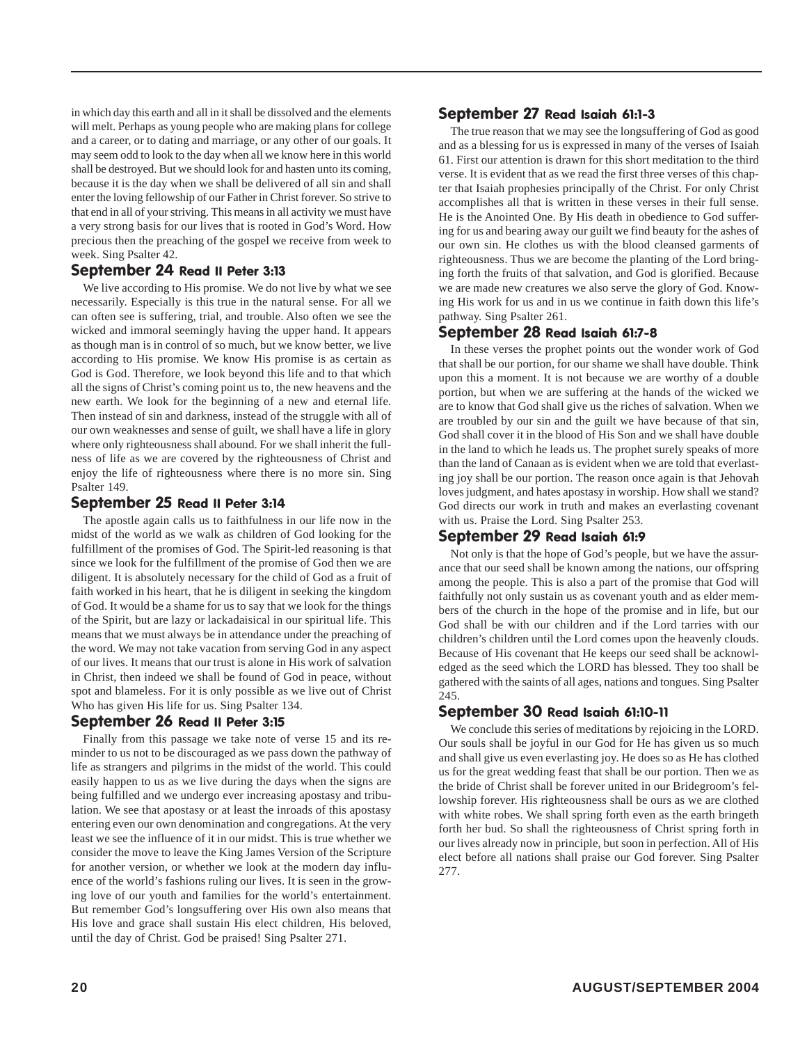in which day this earth and all in it shall be dissolved and the elements will melt. Perhaps as young people who are making plans for college and a career, or to dating and marriage, or any other of our goals. It may seem odd to look to the day when all we know here in this world shall be destroyed. But we should look for and hasten unto its coming, because it is the day when we shall be delivered of all sin and shall enter the loving fellowship of our Father in Christ forever. So strive to that end in all of your striving. This means in all activity we must have a very strong basis for our lives that is rooted in God's Word. How precious then the preaching of the gospel we receive from week to week. Sing Psalter 42.

### September 24 Read II Peter 3:13

We live according to His promise. We do not live by what we see necessarily. Especially is this true in the natural sense. For all we can often see is suffering, trial, and trouble. Also often we see the wicked and immoral seemingly having the upper hand. It appears as though man is in control of so much, but we know better, we live according to His promise. We know His promise is as certain as God is God. Therefore, we look beyond this life and to that which all the signs of Christ's coming point us to, the new heavens and the new earth. We look for the beginning of a new and eternal life. Then instead of sin and darkness, instead of the struggle with all of our own weaknesses and sense of guilt, we shall have a life in glory where only righteousness shall abound. For we shall inherit the fullness of life as we are covered by the righteousness of Christ and enjoy the life of righteousness where there is no more sin. Sing Psalter 149.

### September 25 Read II Peter 3:14

The apostle again calls us to faithfulness in our life now in the midst of the world as we walk as children of God looking for the fulfillment of the promises of God. The Spirit-led reasoning is that since we look for the fulfillment of the promise of God then we are diligent. It is absolutely necessary for the child of God as a fruit of faith worked in his heart, that he is diligent in seeking the kingdom of God. It would be a shame for us to say that we look for the things of the Spirit, but are lazy or lackadaisical in our spiritual life. This means that we must always be in attendance under the preaching of the word. We may not take vacation from serving God in any aspect of our lives. It means that our trust is alone in His work of salvation in Christ, then indeed we shall be found of God in peace, without spot and blameless. For it is only possible as we live out of Christ Who has given His life for us. Sing Psalter 134.

### September 26 Read II Peter 3:15

Finally from this passage we take note of verse 15 and its reminder to us not to be discouraged as we pass down the pathway of life as strangers and pilgrims in the midst of the world. This could easily happen to us as we live during the days when the signs are being fulfilled and we undergo ever increasing apostasy and tribulation. We see that apostasy or at least the inroads of this apostasy entering even our own denomination and congregations. At the very least we see the influence of it in our midst. This is true whether we consider the move to leave the King James Version of the Scripture for another version, or whether we look at the modern day influence of the world's fashions ruling our lives. It is seen in the growing love of our youth and families for the world's entertainment. But remember God's longsuffering over His own also means that His love and grace shall sustain His elect children, His beloved, until the day of Christ. God be praised! Sing Psalter 271.

### September 27 Read Isaiah 61:1-3

The true reason that we may see the longsuffering of God as good and as a blessing for us is expressed in many of the verses of Isaiah 61. First our attention is drawn for this short meditation to the third verse. It is evident that as we read the first three verses of this chapter that Isaiah prophesies principally of the Christ. For only Christ accomplishes all that is written in these verses in their full sense. He is the Anointed One. By His death in obedience to God suffering for us and bearing away our guilt we find beauty for the ashes of our own sin. He clothes us with the blood cleansed garments of righteousness. Thus we are become the planting of the Lord bringing forth the fruits of that salvation, and God is glorified. Because we are made new creatures we also serve the glory of God. Knowing His work for us and in us we continue in faith down this life's pathway. Sing Psalter 261.

### September 28 Read Isaiah 61:7-8

In these verses the prophet points out the wonder work of God that shall be our portion, for our shame we shall have double. Think upon this a moment. It is not because we are worthy of a double portion, but when we are suffering at the hands of the wicked we are to know that God shall give us the riches of salvation. When we are troubled by our sin and the guilt we have because of that sin, God shall cover it in the blood of His Son and we shall have double in the land to which he leads us. The prophet surely speaks of more than the land of Canaan as is evident when we are told that everlasting joy shall be our portion. The reason once again is that Jehovah loves judgment, and hates apostasy in worship. How shall we stand? God directs our work in truth and makes an everlasting covenant with us. Praise the Lord. Sing Psalter 253.

### September 29 Read Isaiah 61:9

Not only is that the hope of God's people, but we have the assurance that our seed shall be known among the nations, our offspring among the people. This is also a part of the promise that God will faithfully not only sustain us as covenant youth and as elder members of the church in the hope of the promise and in life, but our God shall be with our children and if the Lord tarries with our children's children until the Lord comes upon the heavenly clouds. Because of His covenant that He keeps our seed shall be acknowledged as the seed which the LORD has blessed. They too shall be gathered with the saints of all ages, nations and tongues. Sing Psalter 245.

### September 30 Read Isaiah 61:10-11

We conclude this series of meditations by rejoicing in the LORD. Our souls shall be joyful in our God for He has given us so much and shall give us even everlasting joy. He does so as He has clothed us for the great wedding feast that shall be our portion. Then we as the bride of Christ shall be forever united in our Bridegroom's fellowship forever. His righteousness shall be ours as we are clothed with white robes. We shall spring forth even as the earth bringeth forth her bud. So shall the righteousness of Christ spring forth in our lives already now in principle, but soon in perfection. All of His elect before all nations shall praise our God forever. Sing Psalter 277.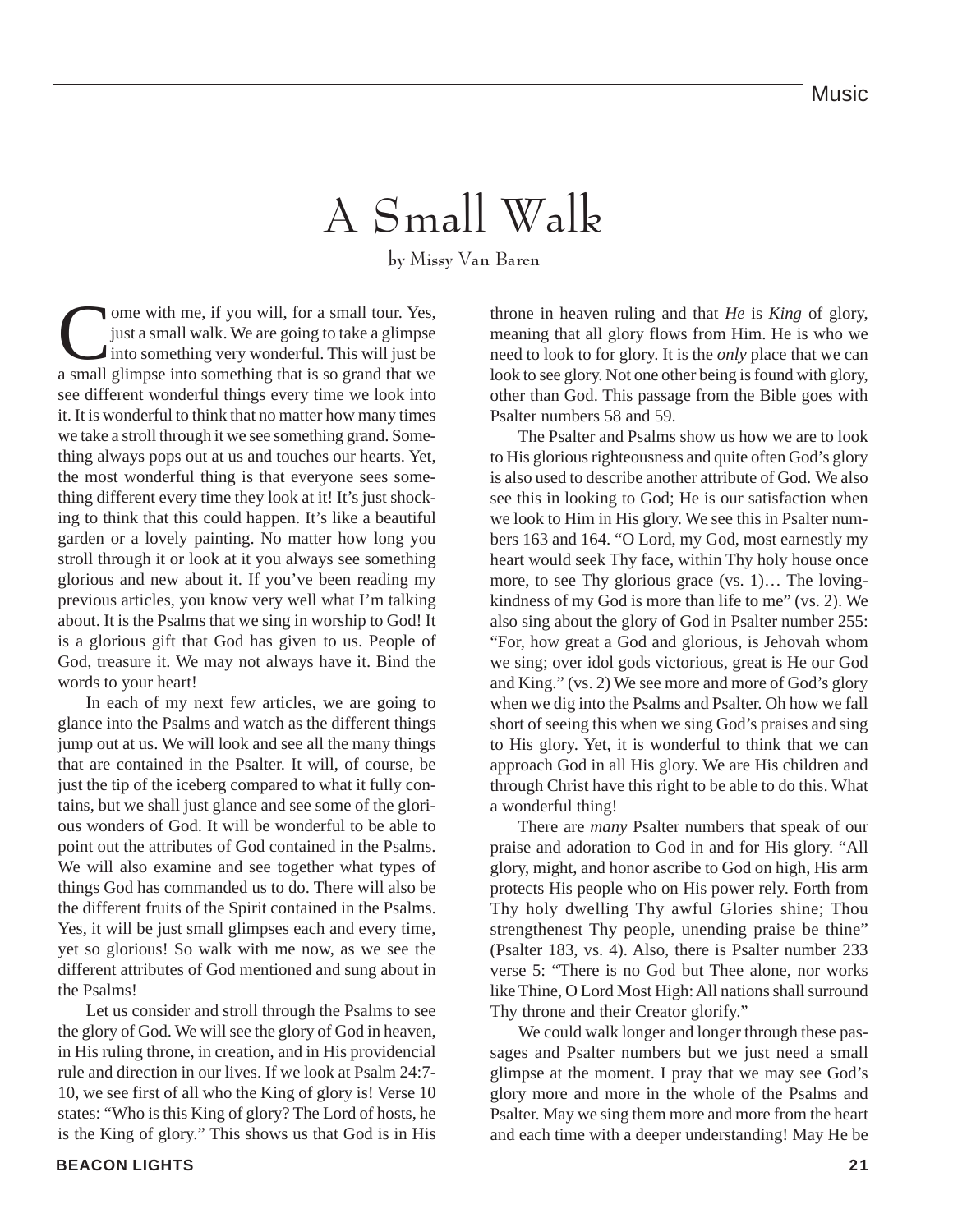# A Small Walk

by Missy Van Baren

Come with me, if you will, for a small tour. Yes, just a small walk. We are going to take a glimpse into something very wonderful. This will just be a small glimpse into something that is so grand that we see different wonderful things every time we look into it. It is wonderful to think that no matter how many times we take a stroll through it we see something grand. Something always pops out at us and touches our hearts. Yet, the most wonderful thing is that everyone sees something different every time they look at it! It's just shocking to think that this could happen. It's like a beautiful garden or a lovely painting. No matter how long you stroll through it or look at it you always see something glorious and new about it. If you've been reading my previous articles, you know very well what I'm talking about. It is the Psalms that we sing in worship to God! It is a glorious gift that God has given to us. People of God, treasure it. We may not always have it. Bind the words to your heart!

In each of my next few articles, we are going to glance into the Psalms and watch as the different things jump out at us. We will look and see all the many things that are contained in the Psalter. It will, of course, be just the tip of the iceberg compared to what it fully contains, but we shall just glance and see some of the glorious wonders of God. It will be wonderful to be able to point out the attributes of God contained in the Psalms. We will also examine and see together what types of things God has commanded us to do. There will also be the different fruits of the Spirit contained in the Psalms. Yes, it will be just small glimpses each and every time, yet so glorious! So walk with me now, as we see the different attributes of God mentioned and sung about in the Psalms!

Let us consider and stroll through the Psalms to see the glory of God. We will see the glory of God in heaven, in His ruling throne, in creation, and in His providencial rule and direction in our lives. If we look at Psalm 24:7-10, we see first of all who the King of glory is! Verse 10 states: "Who is this King of glory? The Lord of hosts, he is the King of glory." This shows us that God is in His throne in heaven ruling and that *He* is *King* of glory, meaning that all glory flows from Him. He is who we need to look to for glory. It is the *only* place that we can look to see glory. Not one other being is found with glory, other than God. This passage from the Bible goes with Psalter numbers 58 and 59.

The Psalter and Psalms show us how we are to look to His glorious righteousness and quite often God's glory is also used to describe another attribute of God. We also see this in looking to God; He is our satisfaction when we look to Him in His glory. We see this in Psalter numbers 163 and 164. "O Lord, my God, most earnestly my heart would seek Thy face, within Thy holy house once more, to see Thy glorious grace (vs. 1)… The loving-kindness of my God is more than life to me" (vs. 2). We also sing about the glory of God in Psalter number 255: "For, how great a God and glorious, is Jehovah whom we sing; over idol gods victorious, great is He our God and King." (vs. 2) We see more and more of God's glory when we dig into the Psalms and Psalter. Oh how we fall short of seeing this when we sing God's praises and sing to His glory. Yet, it is wonderful to think that we can approach God in all His glory. We are His children and through Christ have this right to be able to do this. What a wonderful thing!

There are *many* Psalter numbers that speak of our praise and adoration to God in and for His glory. "All glory, might, and honor ascribe to God on high, His arm protects His people who on His power rely. Forth from Thy holy dwelling Thy awful Glories shine; Thou strengthenest Thy people, unending praise be thine" (Psalter 183, vs. 4). Also, there is Psalter number 233 verse 5: "There is no God but Thee alone, nor works like Thine, O Lord Most High: All nations shall surround Thy throne and their Creator glorify."

We could walk longer and longer through these passages and Psalter numbers but we just need a small glimpse at the moment. I pray that we may see God's glory more and more in the whole of the Psalms and Psalter. May we sing them more and more from the heart and each time with a deeper understanding! May He be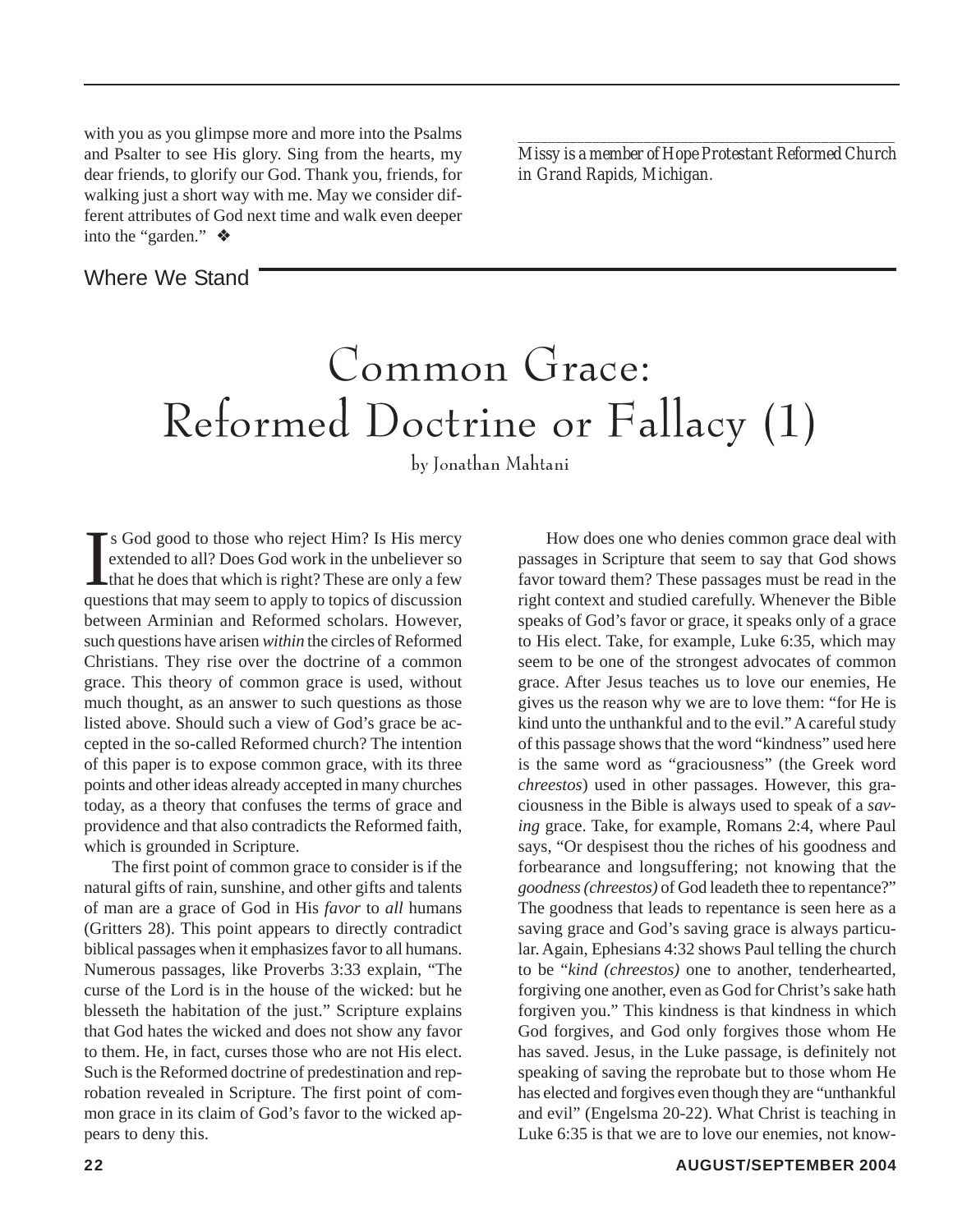with you as you glimpse more and more into the Psalms and Psalter to see His glory. Sing from the hearts, my dear friends, to glorify our God. Thank you, friends, for walking just a short way with me. May we consider different attributes of God next time and walk even deeper into the "garden." ❖

---

*Missy is a member of Hope Protestant Reformed Church in Grand Rapids, Michigan.*

Where We Stand

# Common Grace: Reformed Doctrine or Fallacy (1)

by Jonathan Mahtani

Is God good to those who reject Him? Is His mercy extended to all? Does God work in the unbeliever so that he does that which is right? These are only a few questions that may seem to apply to topics of discussion between Arminian and Reformed scholars. However, such questions have arisen *within* the circles of Reformed Christians. They rise over the doctrine of a common grace. This theory of common grace is used, without much thought, as an answer to such questions as those listed above. Should such a view of God's grace be accepted in the so-called Reformed church? The intention of this paper is to expose common grace, with its three points and other ideas already accepted in many churches today, as a theory that confuses the terms of grace and providence and that also contradicts the Reformed faith, which is grounded in Scripture.

The first point of common grace to consider is if the natural gifts of rain, sunshine, and other gifts and talents of man are a grace of God in His *favor* to *all* humans (Gritters 28). This point appears to directly contradict biblical passages when it emphasizes favor to all humans. Numerous passages, like Proverbs 3:33 explain, "The curse of the Lord is in the house of the wicked: but he blesseth the habitation of the just." Scripture explains that God hates the wicked and does not show any favor to them. He, in fact, curses those who are not His elect. Such is the Reformed doctrine of predestination and reprobation revealed in Scripture. The first point of common grace in its claim of God's favor to the wicked appears to deny this.

How does one who denies common grace deal with passages in Scripture that seem to say that God shows favor toward them? These passages must be read in the right context and studied carefully. Whenever the Bible speaks of God's favor or grace, it speaks only of a grace to His elect. Take, for example, Luke 6:35, which may seem to be one of the strongest advocates of common grace. After Jesus teaches us to love our enemies, He gives us the reason why we are to love them: "for He is kind unto the unthankful and to the evil." A careful study of this passage shows that the word "kindness" used here is the same word as "graciousness" (the Greek word *chreestos*) used in other passages. However, this graciousness in the Bible is always used to speak of a *saving* grace. Take, for example, Romans 2:4, where Paul says, "Or despisest thou the riches of his goodness and forbearance and longsuffering; not knowing that the *goodness (chreestos)* of God leadeth thee to repentance?" The goodness that leads to repentance is seen here as a saving grace and God's saving grace is always particular. Again, Ephesians 4:32 shows Paul telling the church to be "*kind (chreestos)* one to another, tenderhearted, forgiving one another, even as God for Christ's sake hath forgiven you." This kindness is that kindness in which God forgives, and God only forgives those whom He has saved. Jesus, in the Luke passage, is definitely not speaking of saving the reprobate but to those whom He has elected and forgives even though they are "unthankful and evil" (Engelsma 20-22). What Christ is teaching in Luke 6:35 is that we are to love our enemies, not know-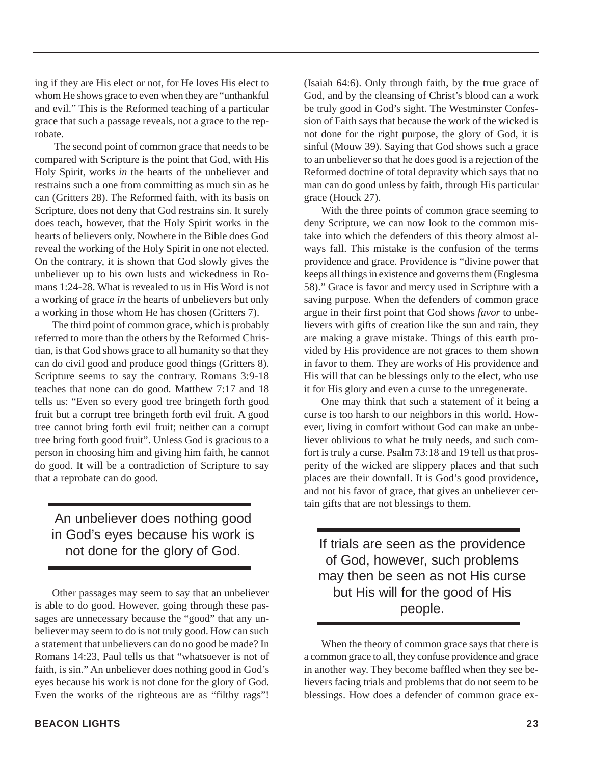ing if they are His elect or not, for He loves His elect to whom He shows grace to even when they are "unthankful and evil." This is the Reformed teaching of a particular grace that such a passage reveals, not a grace to the reprobate.

The second point of common grace that needs to be compared with Scripture is the point that God, with His Holy Spirit, works *in* the hearts of the unbeliever and restrains such a one from committing as much sin as he can (Gritters 28). The Reformed faith, with its basis on Scripture, does not deny that God restrains sin. It surely does teach, however, that the Holy Spirit works in the hearts of believers only. Nowhere in the Bible does God reveal the working of the Holy Spirit in one not elected. On the contrary, it is shown that God slowly gives the unbeliever up to his own lusts and wickedness in Romans 1:24-28. What is revealed to us in His Word is not a working of grace *in* the hearts of unbelievers but only a working in those whom He has chosen (Gritters 7).

The third point of common grace, which is probably referred to more than the others by the Reformed Christian, is that God shows grace to all humanity so that they can do civil good and produce good things (Gritters 8). Scripture seems to say the contrary. Romans 3:9-18 teaches that none can do good. Matthew 7:17 and 18 tells us: "Even so every good tree bringeth forth good fruit but a corrupt tree bringeth forth evil fruit. A good tree cannot bring forth evil fruit; neither can a corrupt tree bring forth good fruit". Unless God is gracious to a person in choosing him and giving him faith, he cannot do good. It will be a contradiction of Scripture to say that a reprobate can do good.

> An unbeliever does nothing good in God's eyes because his work is not done for the glory of God.

Other passages may seem to say that an unbeliever is able to do good. However, going through these passages are unnecessary because the "good" that any unbeliever may seem to do is not truly good. How can such a statement that unbelievers can do no good be made? In Romans 14:23, Paul tells us that "whatsoever is not of faith, is sin." An unbeliever does nothing good in God's eyes because his work is not done for the glory of God. Even the works of the righteous are as "filthy rags"! (Isaiah 64:6). Only through faith, by the true grace of God, and by the cleansing of Christ's blood can a work be truly good in God's sight. The Westminster Confession of Faith says that because the work of the wicked is not done for the right purpose, the glory of God, it is sinful (Mouw 39). Saying that God shows such a grace to an unbeliever so that he does good is a rejection of the Reformed doctrine of total depravity which says that no man can do good unless by faith, through His particular grace (Houck 27).

With the three points of common grace seeming to deny Scripture, we can now look to the common mistake into which the defenders of this theory almost always fall. This mistake is the confusion of the terms providence and grace. Providence is "divine power that keeps all things in existence and governs them (Englesma 58)." Grace is favor and mercy used in Scripture with a saving purpose. When the defenders of common grace argue in their first point that God shows *favor* to unbelievers with gifts of creation like the sun and rain, they are making a grave mistake. Things of this earth provided by His providence are not graces to them shown in favor to them. They are works of His providence and His will that can be blessings only to the elect, who use it for His glory and even a curse to the unregenerate.

One may think that such a statement of it being a curse is too harsh to our neighbors in this world. However, living in comfort without God can make an unbeliever oblivious to what he truly needs, and such comfort is truly a curse. Psalm 73:18 and 19 tell us that prosperity of the wicked are slippery places and that such places are their downfall. It is God's good providence, and not his favor of grace, that gives an unbeliever certain gifts that are not blessings to them.

> If trials are seen as the providence of God, however, such problems may then be seen as not His curse but His will for the good of His people.

When the theory of common grace says that there is a common grace to all, they confuse providence and grace in another way. They become baffled when they see believers facing trials and problems that do not seem to be blessings. How does a defender of common grace ex-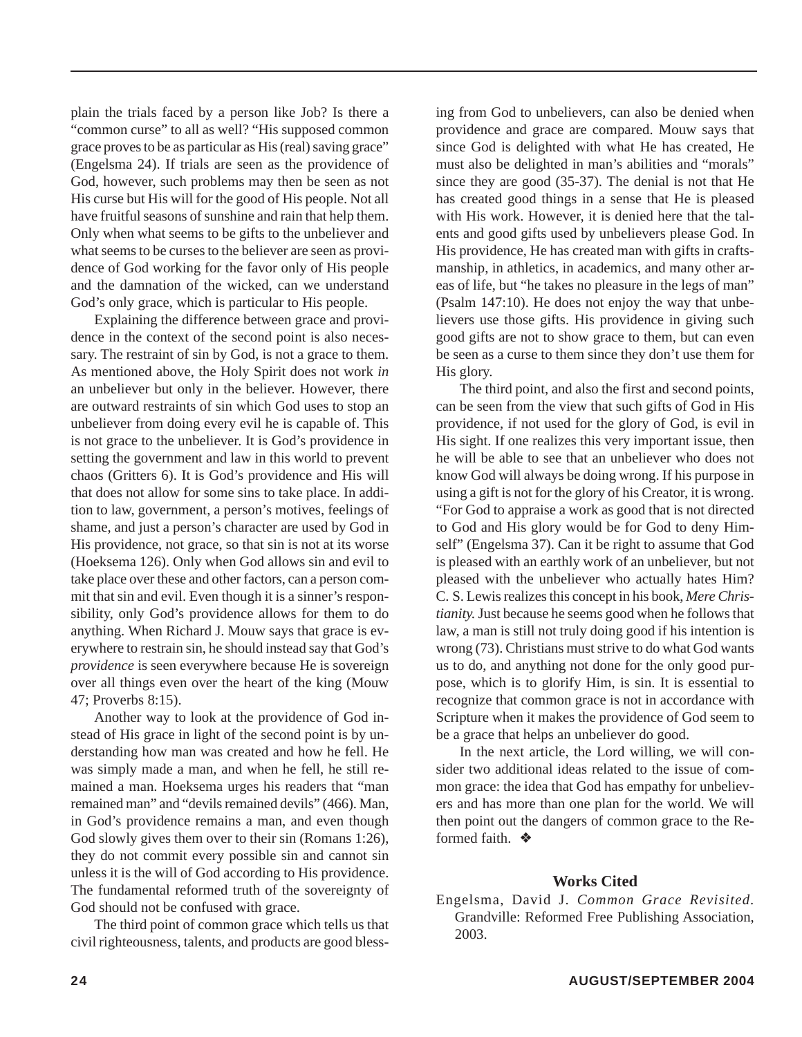plain the trials faced by a person like Job? Is there a "common curse" to all as well? "His supposed common grace proves to be as particular as His (real) saving grace" (Engelsma 24). If trials are seen as the providence of God, however, such problems may then be seen as not His curse but His will for the good of His people. Not all have fruitful seasons of sunshine and rain that help them. Only when what seems to be gifts to the unbeliever and what seems to be curses to the believer are seen as providence of God working for the favor only of His people and the damnation of the wicked, can we understand God's only grace, which is particular to His people.

Explaining the difference between grace and providence in the context of the second point is also necessary. The restraint of sin by God, is not a grace to them. As mentioned above, the Holy Spirit does not work *in* an unbeliever but only in the believer. However, there are outward restraints of sin which God uses to stop an unbeliever from doing every evil he is capable of. This is not grace to the unbeliever. It is God's providence in setting the government and law in this world to prevent chaos (Gritters 6). It is God's providence and His will that does not allow for some sins to take place. In addition to law, government, a person's motives, feelings of shame, and just a person's character are used by God in His providence, not grace, so that sin is not at its worse (Hoeksema 126). Only when God allows sin and evil to take place over these and other factors, can a person commit that sin and evil. Even though it is a sinner's responsibility, only God's providence allows for them to do anything. When Richard J. Mouw says that grace is everywhere to restrain sin, he should instead say that God's *providence* is seen everywhere because He is sovereign over all things even over the heart of the king (Mouw 47; Proverbs 8:15).

Another way to look at the providence of God instead of His grace in light of the second point is by understanding how man was created and how he fell. He was simply made a man, and when he fell, he still remained a man. Hoeksema urges his readers that "man remained man" and "devils remained devils" (466). Man, in God's providence remains a man, and even though God slowly gives them over to their sin (Romans 1:26), they do not commit every possible sin and cannot sin unless it is the will of God according to His providence. The fundamental reformed truth of the sovereignty of God should not be confused with grace.

The third point of common grace which tells us that civil righteousness, talents, and products are good blessing from God to unbelievers, can also be denied when providence and grace are compared. Mouw says that since God is delighted with what He has created, He must also be delighted in man's abilities and "morals" since they are good (35-37). The denial is not that He has created good things in a sense that He is pleased with His work. However, it is denied here that the talents and good gifts used by unbelievers please God. In His providence, He has created man with gifts in craftsmanship, in athletics, in academics, and many other areas of life, but "he takes no pleasure in the legs of man" (Psalm 147:10). He does not enjoy the way that unbelievers use those gifts. His providence in giving such good gifts are not to show grace to them, but can even be seen as a curse to them since they don't use them for His glory.

The third point, and also the first and second points, can be seen from the view that such gifts of God in His providence, if not used for the glory of God, is evil in His sight. If one realizes this very important issue, then he will be able to see that an unbeliever who does not know God will always be doing wrong. If his purpose in using a gift is not for the glory of his Creator, it is wrong. "For God to appraise a work as good that is not directed to God and His glory would be for God to deny Himself" (Engelsma 37). Can it be right to assume that God is pleased with an earthly work of an unbeliever, but not pleased with the unbeliever who actually hates Him? C. S. Lewis realizes this concept in his book, *Mere Christianity.* Just because he seems good when he follows that law, a man is still not truly doing good if his intention is wrong (73). Christians must strive to do what God wants us to do, and anything not done for the only good purpose, which is to glorify Him, is sin. It is essential to recognize that common grace is not in accordance with Scripture when it makes the providence of God seem to be a grace that helps an unbeliever do good.

In the next article, the Lord willing, we will consider two additional ideas related to the issue of common grace: the idea that God has empathy for unbelievers and has more than one plan for the world. We will then point out the dangers of common grace to the Reformed faith. ❖

### Works Cited

Engelsma, David J. *Common Grace Revisited.* Grandville: Reformed Free Publishing Association, 2003.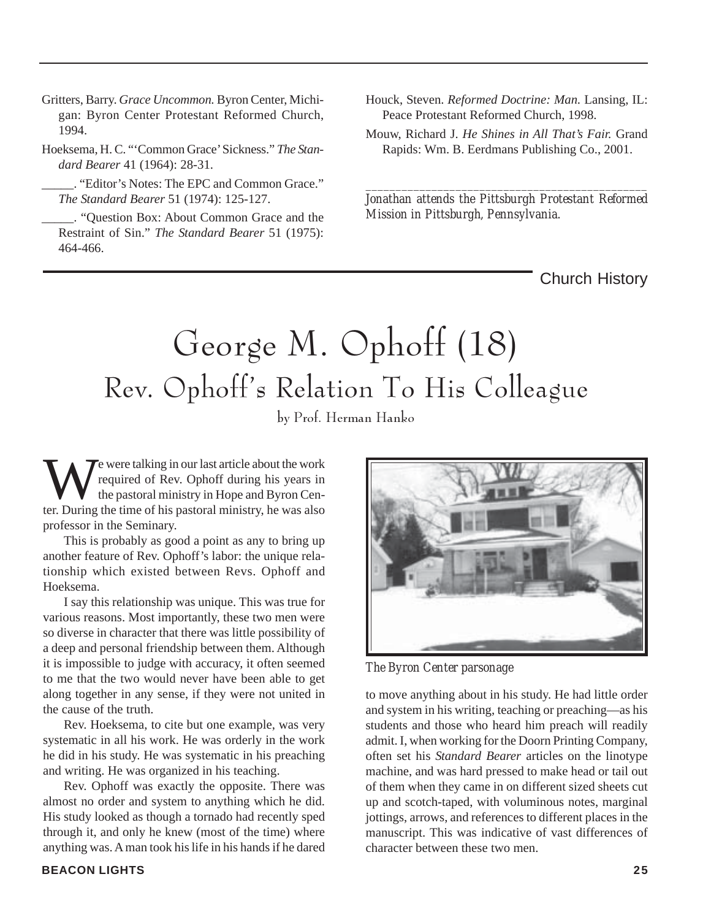Gritters, Barry. *Grace Uncommon.* Byron Center, Michigan: Byron Center Protestant Reformed Church, 1994.

Hoeksema, H. C. "'Common Grace' Sickness." *The Standard Bearer* 41 (1964): 28-31.

_____. "Editor's Notes: The EPC and Common Grace." *The Standard Bearer* 51 (1974): 125-127.

_____. "Question Box: About Common Grace and the Restraint of Sin." *The Standard Bearer* 51 (1975): 464-466.

Houck, Steven. *Reformed Doctrine: Man.* Lansing, IL: Peace Protestant Reformed Church, 1998.

Mouw, Richard J. *He Shines in All That's Fair.* Grand Rapids: Wm. B. Eerdmans Publishing Co., 2001.

*Jonathan attends the Pittsburgh Protestant Reformed Mission in Pittsburgh, Pennsylvania.*

Church History

# George M. Ophoff (18)

## Rev. Ophoff's Relation To His Colleague

by Prof. Herman Hanko

We were talking in our last article about the work required of Rev. Ophoff during his years in the pastoral ministry in Hope and Byron Center. During the time of his pastoral ministry, he was also professor in the Seminary.

This is probably as good a point as any to bring up another feature of Rev. Ophoff's labor: the unique relationship which existed between Revs. Ophoff and Hoeksema.

I say this relationship was unique. This was true for various reasons. Most importantly, these two men were so diverse in character that there was little possibility of a deep and personal friendship between them. Although it is impossible to judge with accuracy, it often seemed to me that the two would never have been able to get along together in any sense, if they were not united in the cause of the truth.

Rev. Hoeksema, to cite but one example, was very systematic in all his work. He was orderly in the work he did in his study. He was systematic in his preaching and writing. He was organized in his teaching.

Rev. Ophoff was exactly the opposite. There was almost no order and system to anything which he did. His study looked as though a tornado had recently sped through it, and only he knew (most of the time) where anything was. A man took his life in his hands if he dared to move anything about in his study. He had little order and system in his writing, teaching or preaching—as his students and those who heard him preach will readily admit. I, when working for the Doorn Printing Company, often set his *Standard Bearer* articles on the linotype machine, and was hard pressed to make head or tail out of them when they came in on different sized sheets cut up and scotch-taped, with voluminous notes, marginal jottings, arrows, and references to different places in the manuscript. This was indicative of vast differences of character between these two men.

*The Byron Center parsonage*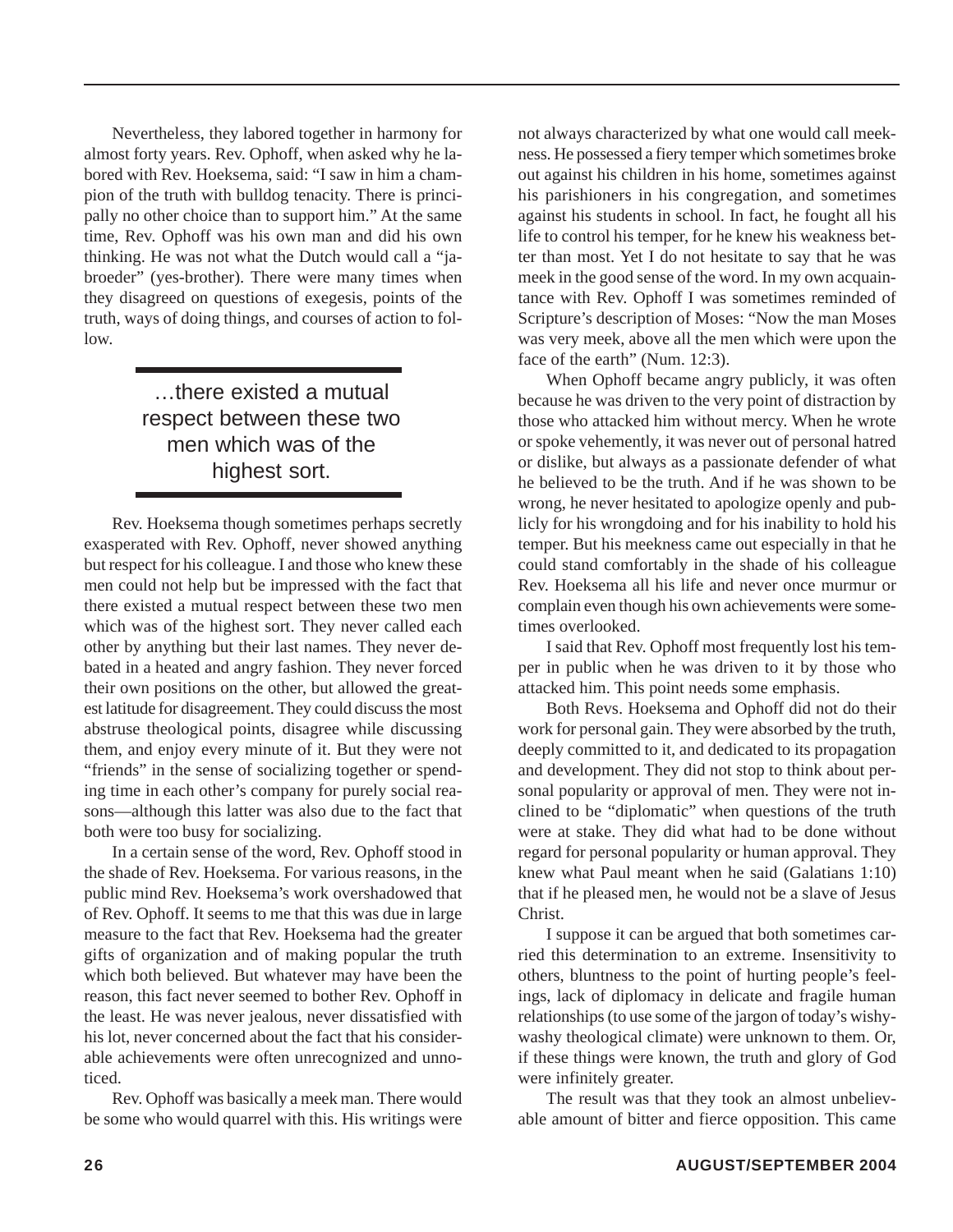Nevertheless, they labored together in harmony for almost forty years. Rev. Ophoff, when asked why he labored with Rev. Hoeksema, said: "I saw in him a champion of the truth with bulldog tenacity. There is principally no other choice than to support him." At the same time, Rev. Ophoff was his own man and did his own thinking. He was not what the Dutch would call a "jabroeder" (yes-brother). There were many times when they disagreed on questions of exegesis, points of the truth, ways of doing things, and courses of action to follow.

> …there existed a mutual respect between these two men which was of the highest sort.

Rev. Hoeksema though sometimes perhaps secretly exasperated with Rev. Ophoff, never showed anything but respect for his colleague. I and those who knew these men could not help but be impressed with the fact that there existed a mutual respect between these two men which was of the highest sort. They never called each other by anything but their last names. They never debated in a heated and angry fashion. They never forced their own positions on the other, but allowed the greatest latitude for disagreement. They could discuss the most abstruse theological points, disagree while discussing them, and enjoy every minute of it. But they were not "friends" in the sense of socializing together or spending time in each other's company for purely social reasons—although this latter was also due to the fact that both were too busy for socializing.

In a certain sense of the word, Rev. Ophoff stood in the shade of Rev. Hoeksema. For various reasons, in the public mind Rev. Hoeksema's work overshadowed that of Rev. Ophoff. It seems to me that this was due in large measure to the fact that Rev. Hoeksema had the greater gifts of organization and of making popular the truth which both believed. But whatever may have been the reason, this fact never seemed to bother Rev. Ophoff in the least. He was never jealous, never dissatisfied with his lot, never concerned about the fact that his considerable achievements were often unrecognized and unnoticed.

Rev. Ophoff was basically a meek man. There would be some who would quarrel with this. His writings were not always characterized by what one would call meekness. He possessed a fiery temper which sometimes broke out against his children in his home, sometimes against his parishioners in his congregation, and sometimes against his students in school. In fact, he fought all his life to control his temper, for he knew his weakness better than most. Yet I do not hesitate to say that he was meek in the good sense of the word. In my own acquaintance with Rev. Ophoff I was sometimes reminded of Scripture's description of Moses: "Now the man Moses was very meek, above all the men which were upon the face of the earth" (Num. 12:3).

When Ophoff became angry publicly, it was often because he was driven to the very point of distraction by those who attacked him without mercy. When he wrote or spoke vehemently, it was never out of personal hatred or dislike, but always as a passionate defender of what he believed to be the truth. And if he was shown to be wrong, he never hesitated to apologize openly and publicly for his wrongdoing and for his inability to hold his temper. But his meekness came out especially in that he could stand comfortably in the shade of his colleague Rev. Hoeksema all his life and never once murmur or complain even though his own achievements were sometimes overlooked.

I said that Rev. Ophoff most frequently lost his temper in public when he was driven to it by those who attacked him. This point needs some emphasis.

Both Revs. Hoeksema and Ophoff did not do their work for personal gain. They were absorbed by the truth, deeply committed to it, and dedicated to its propagation and development. They did not stop to think about personal popularity or approval of men. They were not inclined to be "diplomatic" when questions of the truth were at stake. They did what had to be done without regard for personal popularity or human approval. They knew what Paul meant when he said (Galatians 1:10) that if he pleased men, he would not be a slave of Jesus Christ.

I suppose it can be argued that both sometimes carried this determination to an extreme. Insensitivity to others, bluntness to the point of hurting people's feelings, lack of diplomacy in delicate and fragile human relationships (to use some of the jargon of today's wishy-washy theological climate) were unknown to them. Or, if these things were known, the truth and glory of God were infinitely greater.

The result was that they took an almost unbelievable amount of bitter and fierce opposition. This came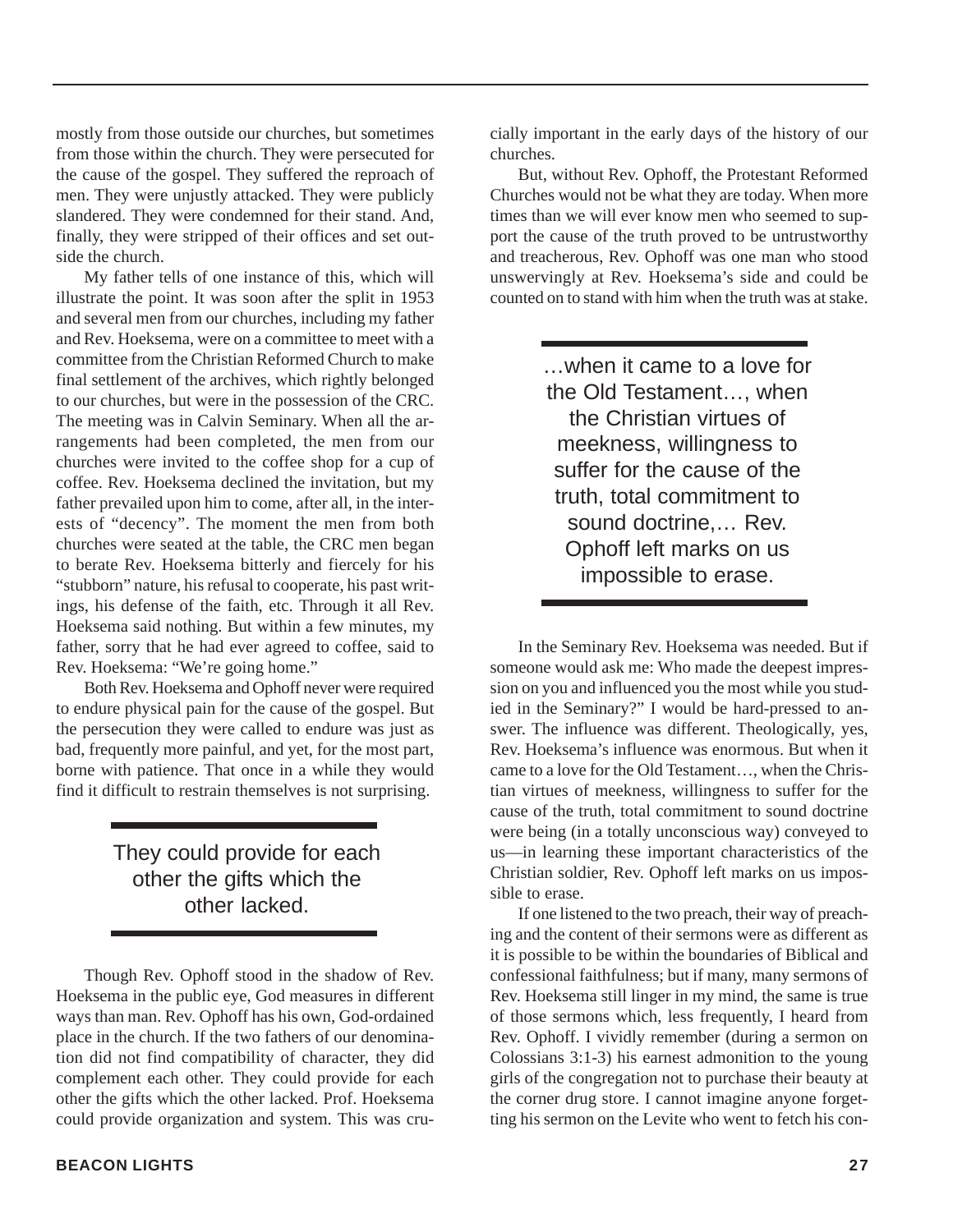mostly from those outside our churches, but sometimes from those within the church. They were persecuted for the cause of the gospel. They suffered the reproach of men. They were unjustly attacked. They were publicly slandered. They were condemned for their stand. And, finally, they were stripped of their offices and set outside the church.

My father tells of one instance of this, which will illustrate the point. It was soon after the split in 1953 and several men from our churches, including my father and Rev. Hoeksema, were on a committee to meet with a committee from the Christian Reformed Church to make final settlement of the archives, which rightly belonged to our churches, but were in the possession of the CRC. The meeting was in Calvin Seminary. When all the arrangements had been completed, the men from our churches were invited to the coffee shop for a cup of coffee. Rev. Hoeksema declined the invitation, but my father prevailed upon him to come, after all, in the interests of "decency". The moment the men from both churches were seated at the table, the CRC men began to berate Rev. Hoeksema bitterly and fiercely for his "stubborn" nature, his refusal to cooperate, his past writings, his defense of the faith, etc. Through it all Rev. Hoeksema said nothing. But within a few minutes, my father, sorry that he had ever agreed to coffee, said to Rev. Hoeksema: "We're going home."

Both Rev. Hoeksema and Ophoff never were required to endure physical pain for the cause of the gospel. But the persecution they were called to endure was just as bad, frequently more painful, and yet, for the most part, borne with patience. That once in a while they would find it difficult to restrain themselves is not surprising.

> They could provide for each other the gifts which the other lacked.

Though Rev. Ophoff stood in the shadow of Rev. Hoeksema in the public eye, God measures in different ways than man. Rev. Ophoff has his own, God-ordained place in the church. If the two fathers of our denomination did not find compatibility of character, they did complement each other. They could provide for each other the gifts which the other lacked. Prof. Hoeksema could provide organization and system. This was crucially important in the early days of the history of our churches.

But, without Rev. Ophoff, the Protestant Reformed Churches would not be what they are today. When more times than we will ever know men who seemed to support the cause of the truth proved to be untrustworthy and treacherous, Rev. Ophoff was one man who stood unswervingly at Rev. Hoeksema's side and could be counted on to stand with him when the truth was at stake.

> …when it came to a love for the Old Testament…, when the Christian virtues of meekness, willingness to suffer for the cause of the truth, total commitment to sound doctrine,… Rev. Ophoff left marks on us impossible to erase.

In the Seminary Rev. Hoeksema was needed. But if someone would ask me: Who made the deepest impression on you and influenced you the most while you studied in the Seminary?" I would be hard-pressed to answer. The influence was different. Theologically, yes, Rev. Hoeksema's influence was enormous. But when it came to a love for the Old Testament…, when the Christian virtues of meekness, willingness to suffer for the cause of the truth, total commitment to sound doctrine were being (in a totally unconscious way) conveyed to us—in learning these important characteristics of the Christian soldier, Rev. Ophoff left marks on us impossible to erase.

If one listened to the two preach, their way of preaching and the content of their sermons were as different as it is possible to be within the boundaries of Biblical and confessional faithfulness; but if many, many sermons of Rev. Hoeksema still linger in my mind, the same is true of those sermons which, less frequently, I heard from Rev. Ophoff. I vividly remember (during a sermon on Colossians 3:1-3) his earnest admonition to the young girls of the congregation not to purchase their beauty at the corner drug store. I cannot imagine anyone forgetting his sermon on the Levite who went to fetch his con-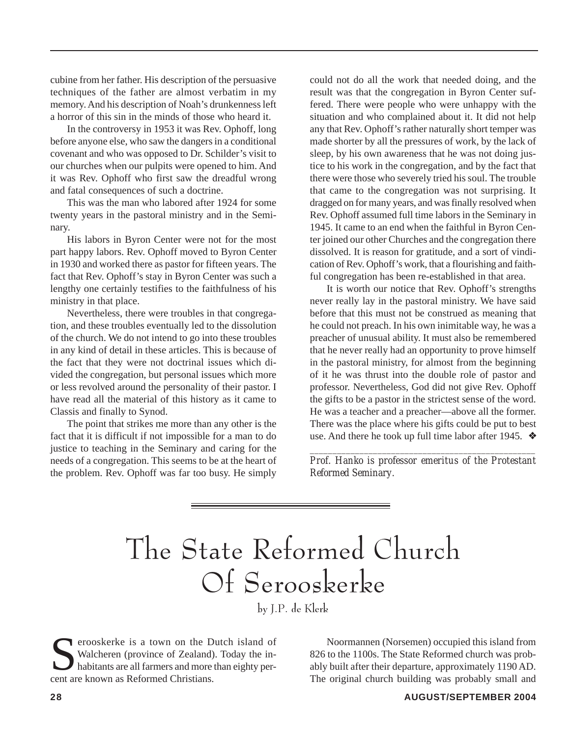cubine from her father. His description of the persuasive techniques of the father are almost verbatim in my memory. And his description of Noah's drunkenness left a horror of this sin in the minds of those who heard it.

In the controversy in 1953 it was Rev. Ophoff, long before anyone else, who saw the dangers in a conditional covenant and who was opposed to Dr. Schilder's visit to our churches when our pulpits were opened to him. And it was Rev. Ophoff who first saw the dreadful wrong and fatal consequences of such a doctrine.

This was the man who labored after 1924 for some twenty years in the pastoral ministry and in the Seminary.

His labors in Byron Center were not for the most part happy labors. Rev. Ophoff moved to Byron Center in 1930 and worked there as pastor for fifteen years. The fact that Rev. Ophoff's stay in Byron Center was such a lengthy one certainly testifies to the faithfulness of his ministry in that place.

Nevertheless, there were troubles in that congregation, and these troubles eventually led to the dissolution of the church. We do not intend to go into these troubles in any kind of detail in these articles. This is because of the fact that they were not doctrinal issues which divided the congregation, but personal issues which more or less revolved around the personality of their pastor. I have read all the material of this history as it came to Classis and finally to Synod.

The point that strikes me more than any other is the fact that it is difficult if not impossible for a man to do justice to teaching in the Seminary and caring for the needs of a congregation. This seems to be at the heart of the problem. Rev. Ophoff was far too busy. He simply could not do all the work that needed doing, and the result was that the congregation in Byron Center suffered. There were people who were unhappy with the situation and who complained about it. It did not help any that Rev. Ophoff's rather naturally short temper was made shorter by all the pressures of work, by the lack of sleep, by his own awareness that he was not doing justice to his work in the congregation, and by the fact that there were those who severely tried his soul. The trouble that came to the congregation was not surprising. It dragged on for many years, and was finally resolved when Rev. Ophoff assumed full time labors in the Seminary in 1945. It came to an end when the faithful in Byron Center joined our other Churches and the congregation there dissolved. It is reason for gratitude, and a sort of vindication of Rev. Ophoff's work, that a flourishing and faithful congregation has been re-established in that area.

It is worth our notice that Rev. Ophoff's strengths never really lay in the pastoral ministry. We have said before that this must not be construed as meaning that he could not preach. In his own inimitable way, he was a preacher of unusual ability. It must also be remembered that he never really had an opportunity to prove himself in the pastoral ministry, for almost from the beginning of it he was thrust into the double role of pastor and professor. Nevertheless, God did not give Rev. Ophoff the gifts to be a pastor in the strictest sense of the word. He was a teacher and a preacher—above all the former. There was the place where his gifts could be put to best use. And there he took up full time labor after 1945. ❖

---

*Prof. Hanko is professor emeritus of the Protestant Reformed Seminary.*

# The State Reformed Church Of Serooskerke

by J.P. de Klerk

Serooskerke is a town on the Dutch island of Walcheren (province of Zealand). Today the inhabitants are all farmers and more than eighty percent are known as Reformed Christians.

Noormannen (Norsemen) occupied this island from 826 to the 1100s. The State Reformed church was probably built after their departure, approximately 1190 AD. The original church building was probably small and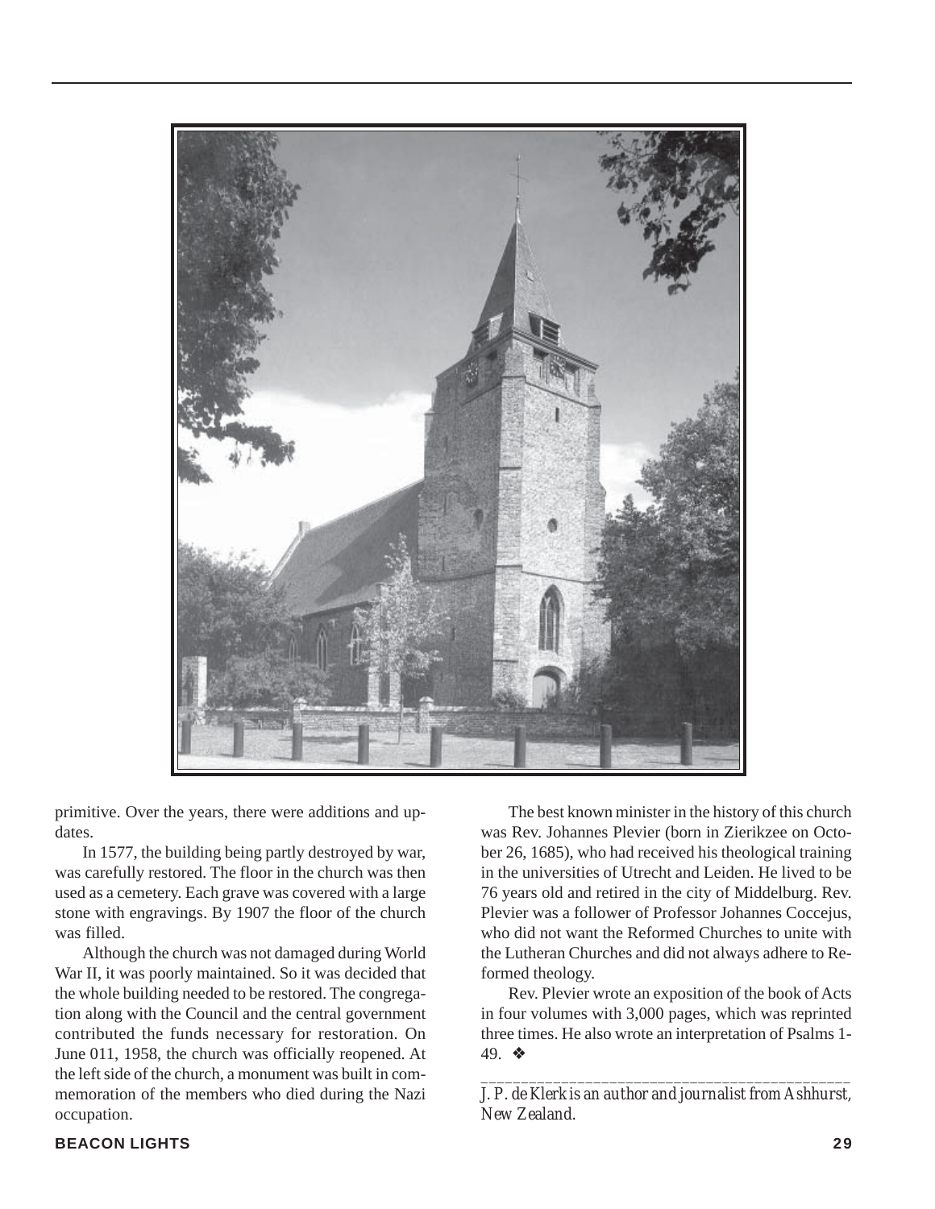primitive. Over the years, there were additions and updates.

In 1577, the building being partly destroyed by war, was carefully restored. The floor in the church was then used as a cemetery. Each grave was covered with a large stone with engravings. By 1907 the floor of the church was filled.

Although the church was not damaged during World War II, it was poorly maintained. So it was decided that the whole building needed to be restored. The congregation along with the Council and the central government contributed the funds necessary for restoration. On June 011, 1958, the church was officially reopened. At the left side of the church, a monument was built in commemoration of the members who died during the Nazi occupation.

The best known minister in the history of this church was Rev. Johannes Plevier (born in Zierikzee on October 26, 1685), who had received his theological training in the universities of Utrecht and Leiden. He lived to be 76 years old and retired in the city of Middelburg. Rev. Plevier was a follower of Professor Johannes Coccejus, who did not want the Reformed Churches to unite with the Lutheran Churches and did not always adhere to Reformed theology.

Rev. Plevier wrote an exposition of the book of Acts in four volumes with 3,000 pages, which was reprinted three times. He also wrote an interpretation of Psalms 1-49. ❖

---

*J. P. de Klerk is an author and journalist from Ashhurst, New Zealand.*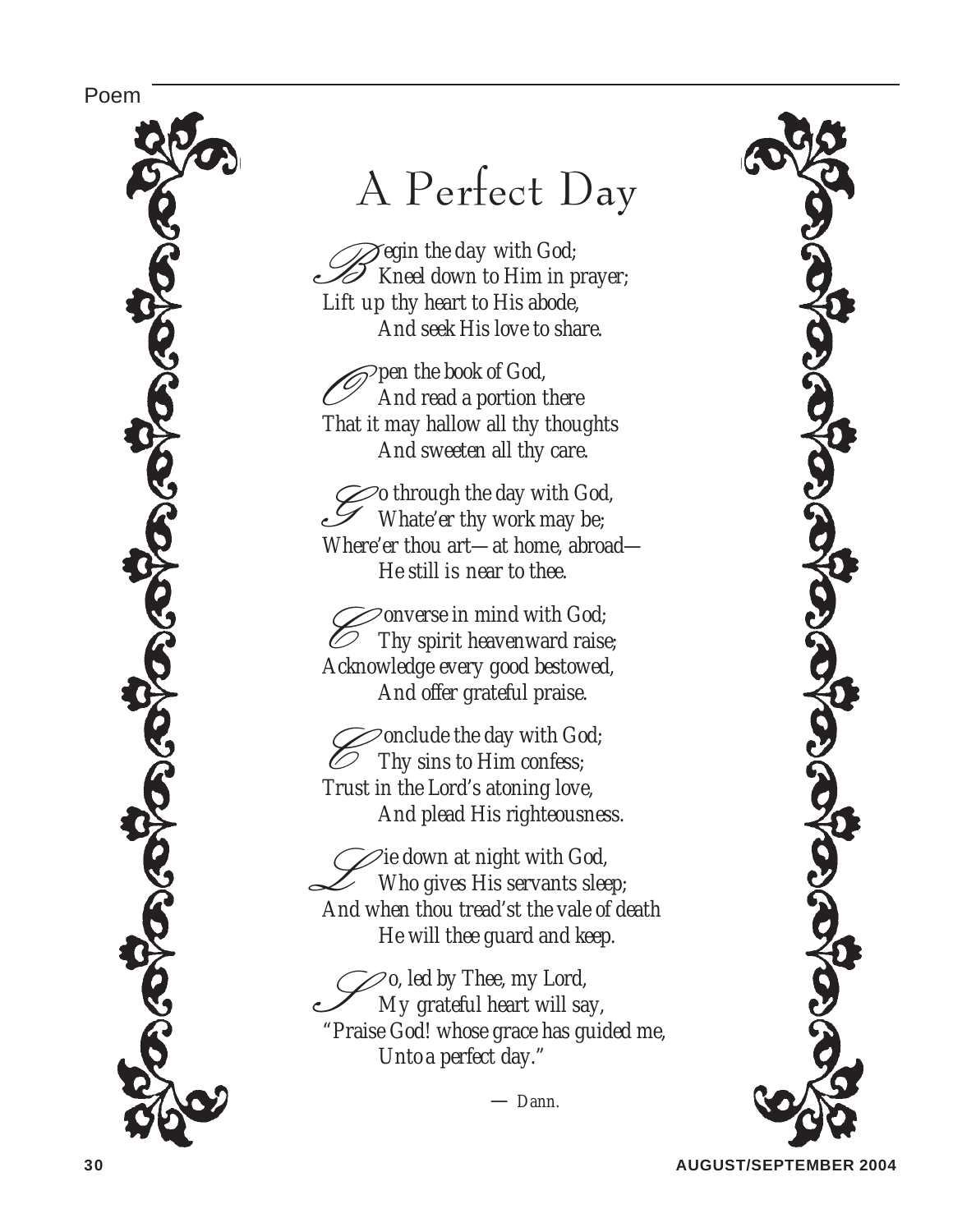# A Perfect Day

*Begin the day with God;*
*Kneel down to Him in prayer;*
*Lift up thy heart to His abode,*
*And seek His love to share.*

*Open the book of God,*
*And read a portion there*
*That it may hallow all thy thoughts*
*And sweeten all thy care.*

*Go through the day with God,*
*Whate'er thy work may be;*
*Where'er thou art—at home, abroad—*
*He still is near to thee.*

*Converse in mind with God;*
*Thy spirit heavenward raise;*
*Acknowledge every good bestowed,*
*And offer grateful praise.*

*Conclude the day with God;*
*Thy sins to Him confess;*
*Trust in the Lord's atoning love,*
*And plead His righteousness.*

*Lie down at night with God,*
*Who gives His servants sleep;*
*And when thou tread'st the vale of death*
*He will thee guard and keep.*

*So, led by Thee, my Lord,*
*My grateful heart will say,*
*"Praise God! whose grace has guided me,*
*Unto a perfect day."*

— *Dann.*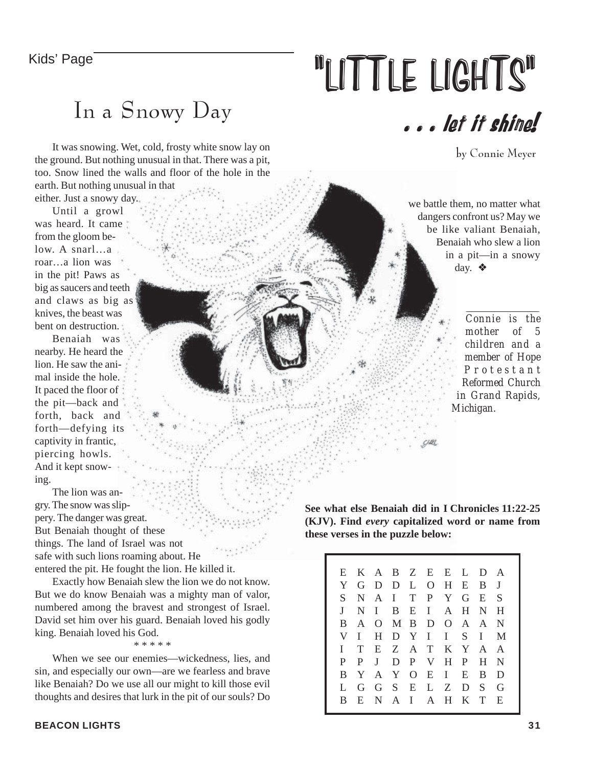Kids' Page

# "LITTLE LIGHTS"

## . . . let it shine!

by Connie Meyer

## In a Snowy Day

It was snowing. Wet, cold, frosty white snow lay on the ground. But nothing unusual in that. There was a pit, too. Snow lined the walls and floor of the hole in the earth. But nothing unusual in that either. Just a snowy day.

Until a growl was heard. It came from the gloom below. A snarl…a roar…a lion was in the pit! Paws as big as saucers and teeth and claws as big as knives, the beast was bent on destruction.

Benaiah was nearby. He heard the lion. He saw the animal inside the hole. It paced the floor of the pit—back and forth, back and forth—defying its captivity in frantic, piercing howls. And it kept snowing.

The lion was angry. The snow was slippery. The danger was great. But Benaiah thought of these things. The land of Israel was not safe with such lions roaming about. He entered the pit. He fought the lion. He killed it.

Exactly how Benaiah slew the lion we do not know. But we do know Benaiah was a mighty man of valor, numbered among the bravest and strongest of Israel. David set him over his guard. Benaiah loved his godly king. Benaiah loved his God.

\* \* \* \* \*

When we see our enemies—wickedness, lies, and sin, and especially our own—are we fearless and brave like Benaiah? Do we use all our might to kill those evil thoughts and desires that lurk in the pit of our souls? Do we battle them, no matter what dangers confront us? May we be like valiant Benaiah, Benaiah who slew a lion in a pit—in a snowy day. ❖

---

*Connie is the mother of 5 children and a member of Hope Protestant Reformed Church in Grand Rapids, Michigan.*

**See what else Benaiah did in I Chronicles 11:22-25 (KJV). Find *every* capitalized word or name from these verses in the puzzle below:**

| | | | | | | | | | |
|---|---|---|---|---|---|---|---|---|---|
| E | K | A | B | Z | E | E | L | D | A |
| Y | G | D | D | L | O | H | E | B | J |
| S | N | A | I | T | P | Y | G | E | S |
| J | N | I | B | E | I | A | H | N | H |
| B | A | O | M | B | D | O | A | A | N |
| V | I | H | D | Y | I | I | S | I | M |
| I | T | E | Z | A | T | K | Y | A | A |
| P | P | J | D | P | V | H | P | H | N |
| B | Y | A | Y | O | E | I | E | B | D |
| L | G | G | S | E | L | Z | D | S | G |
| B | E | N | A | I | A | H | K | T | E |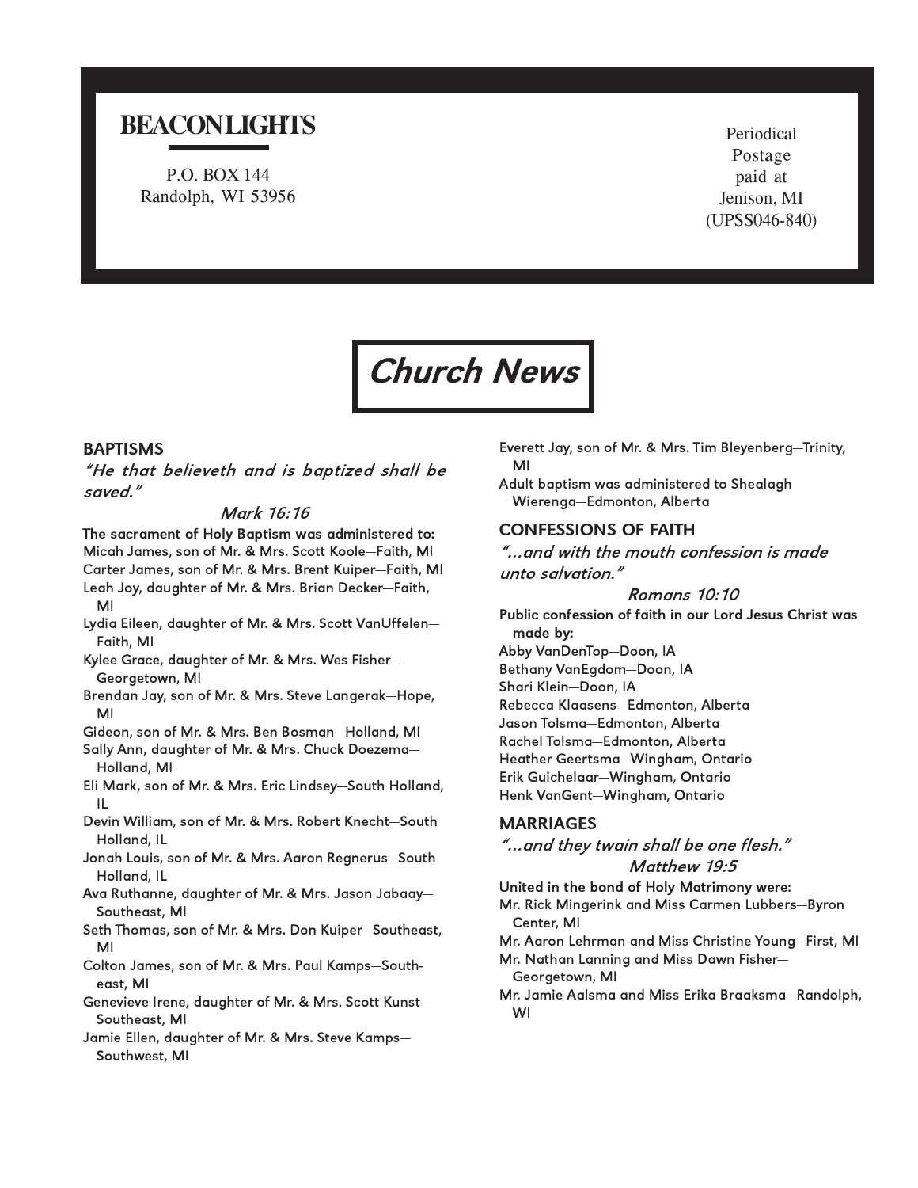BEACON LIGHTS

P.O. BOX 144
Randolph, WI 53956

Periodical
Postage
paid at
Jenison, MI
(UPSS046-840)

# Church News

## BAPTISMS

*"He that believeth and is baptized shall be saved."*

*Mark 16:16*

**The sacrament of Holy Baptism was administered to:**

Micah James, son of Mr. & Mrs. Scott Koole—Faith, MI
Carter James, son of Mr. & Mrs. Brent Kuiper—Faith, MI
Leah Joy, daughter of Mr. & Mrs. Brian Decker—Faith, MI
Lydia Eileen, daughter of Mr. & Mrs. Scott VanUffelen—Faith, MI
Kylee Grace, daughter of Mr. & Mrs. Wes Fisher—Georgetown, MI
Brendan Jay, son of Mr. & Mrs. Steve Langerak—Hope, MI
Gideon, son of Mr. & Mrs. Ben Bosman—Holland, MI
Sally Ann, daughter of Mr. & Mrs. Chuck Doezema—Holland, MI
Eli Mark, son of Mr. & Mrs. Eric Lindsey—South Holland, IL
Devin William, son of Mr. & Mrs. Robert Knecht—South Holland, IL
Jonah Louis, son of Mr. & Mrs. Aaron Regnerus—South Holland, IL
Ava Ruthanne, daughter of Mr. & Mrs. Jason Jabaay—Southeast, MI
Seth Thomas, son of Mr. & Mrs. Don Kuiper—Southeast, MI
Colton James, son of Mr. & Mrs. Paul Kamps—Southeast, MI
Genevieve Irene, daughter of Mr. & Mrs. Scott Kunst—Southeast, MI
Jamie Ellen, daughter of Mr. & Mrs. Steve Kamps—Southwest, MI
Everett Jay, son of Mr. & Mrs. Tim Bleyenberg—Trinity, MI
Adult baptism was administered to Shealagh Wierenga—Edmonton, Alberta

## CONFESSIONS OF FAITH

*"...and with the mouth confession is made unto salvation."*

*Romans 10:10*

**Public confession of faith in our Lord Jesus Christ was made by:**

Abby VanDenTop—Doon, IA
Bethany VanEgdom—Doon, IA
Shari Klein—Doon, IA
Rebecca Klaasens—Edmonton, Alberta
Jason Tolsma—Edmonton, Alberta
Rachel Tolsma—Edmonton, Alberta
Heather Geertsma—Wingham, Ontario
Erik Guichelaar—Wingham, Ontario
Henk VanGent—Wingham, Ontario

## MARRIAGES

*"...and they twain shall be one flesh."*

*Matthew 19:5*

**United in the bond of Holy Matrimony were:**

Mr. Rick Mingerink and Miss Carmen Lubbers—Byron Center, MI
Mr. Aaron Lehrman and Miss Christine Young—First, MI
Mr. Nathan Lanning and Miss Dawn Fisher—Georgetown, MI
Mr. Jamie Aalsma and Miss Erika Braaksma—Randolph, WI